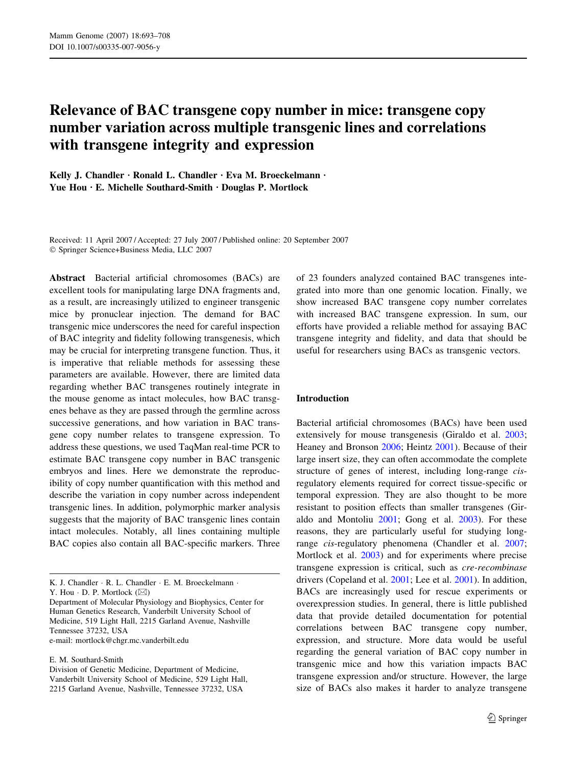# Relevance of BAC transgene copy number in mice: transgene copy number variation across multiple transgenic lines and correlations with transgene integrity and expression

**Kelly J. Chandler · Ronald L. Chandler · Eva M. Broeckelmann · Yue Hou · E. Michelle Southard-Smith · Douglas P. Mortlock**

Received: 11 April 2007 / Accepted: 27 July 2007 / Published online: 20 September 2007
© Springer Science+Business Media, LLC 2007

**Abstract** Bacterial artificial chromosomes (BACs) are excellent tools for manipulating large DNA fragments and, as a result, are increasingly utilized to engineer transgenic mice by pronuclear injection. The demand for BAC transgenic mice underscores the need for careful inspection of BAC integrity and fidelity following transgenesis, which may be crucial for interpreting transgene function. Thus, it is imperative that reliable methods for assessing these parameters are available. However, there are limited data regarding whether BAC transgenes routinely integrate in the mouse genome as intact molecules, how BAC transgenes behave as they are passed through the germline across successive generations, and how variation in BAC transgene copy number relates to transgene expression. To address these questions, we used TaqMan real-time PCR to estimate BAC transgene copy number in BAC transgenic embryos and lines. Here we demonstrate the reproducibility of copy number quantification with this method and describe the variation in copy number across independent transgenic lines. In addition, polymorphic marker analysis suggests that the majority of BAC transgenic lines contain intact molecules. Notably, all lines containing multiple BAC copies also contain all BAC-specific markers. Three of 23 founders analyzed contained BAC transgenes integrated into more than one genomic location. Finally, we show increased BAC transgene copy number correlates with increased BAC transgene expression. In sum, our efforts have provided a reliable method for assaying BAC transgene integrity and fidelity, and data that should be useful for researchers using BACs as transgenic vectors.

K. J. Chandler · R. L. Chandler · E. M. Broeckelmann · Y. Hou · D. P. Mortlock (✉)
Department of Molecular Physiology and Biophysics, Center for Human Genetics Research, Vanderbilt University School of Medicine, 519 Light Hall, 2215 Garland Avenue, Nashville Tennessee 37232, USA
e-mail: mortlock@chgr.mc.vanderbilt.edu

E. M. Southard-Smith
Division of Genetic Medicine, Department of Medicine, Vanderbilt University School of Medicine, 529 Light Hall, 2215 Garland Avenue, Nashville, Tennessee 37232, USA

## Introduction

Bacterial artificial chromosomes (BACs) have been used extensively for mouse transgenesis (Giraldo et al. 2003; Heaney and Bronson 2006; Heintz 2001). Because of their large insert size, they can often accommodate the complete structure of genes of interest, including long-range *cis*-regulatory elements required for correct tissue-specific or temporal expression. They are also thought to be more resistant to position effects than smaller transgenes (Giraldo and Montoliu 2001; Gong et al. 2003). For these reasons, they are particularly useful for studying long-range *cis*-regulatory phenomena (Chandler et al. 2007; Mortlock et al. 2003) and for experiments where precise transgene expression is critical, such as *cre-recombinase* drivers (Copeland et al. 2001; Lee et al. 2001). In addition, BACs are increasingly used for rescue experiments or overexpression studies. In general, there is little published data that provide detailed documentation for potential correlations between BAC transgene copy number, expression, and structure. More data would be useful regarding the general variation of BAC copy number in transgenic mice and how this variation impacts BAC transgene expression and/or structure. However, the large size of BACs also makes it harder to analyze transgene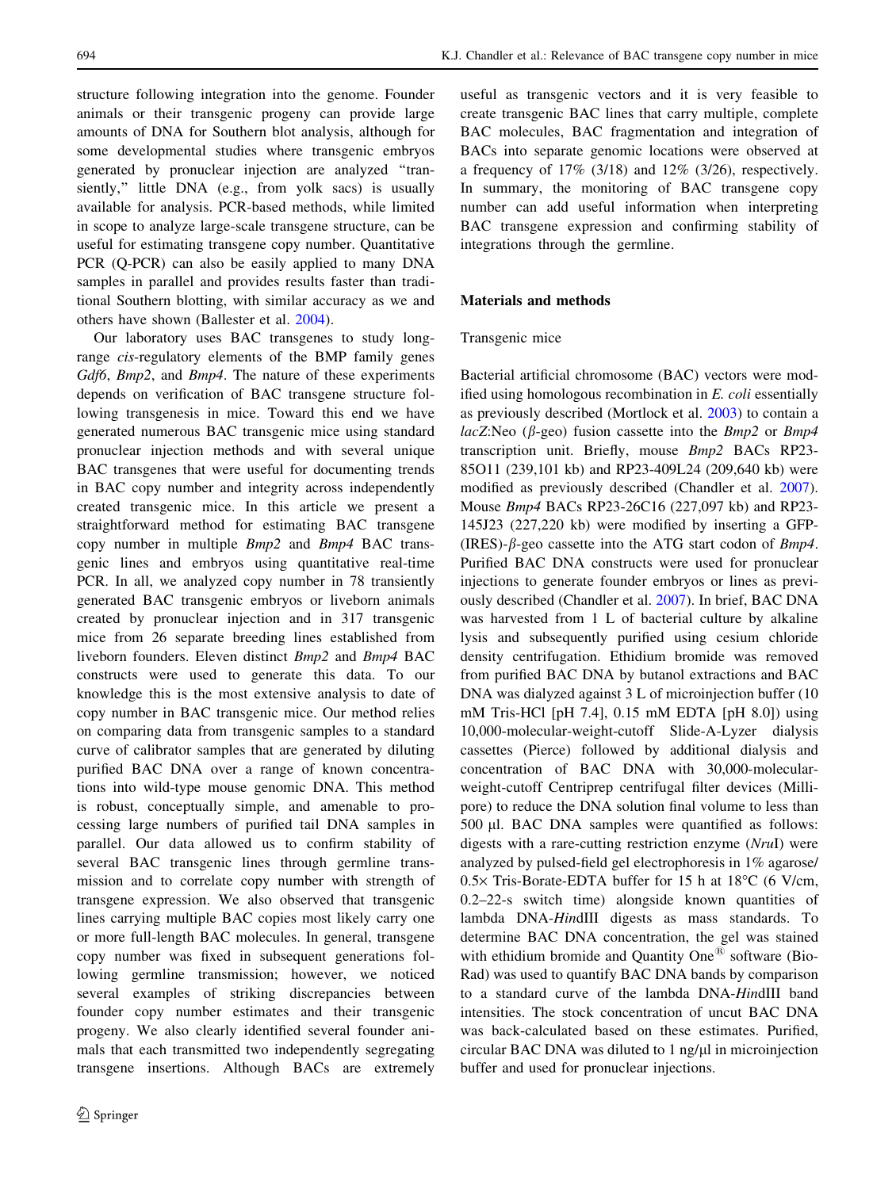structure following integration into the genome. Founder animals or their transgenic progeny can provide large amounts of DNA for Southern blot analysis, although for some developmental studies where transgenic embryos generated by pronuclear injection are analyzed "transiently," little DNA (e.g., from yolk sacs) is usually available for analysis. PCR-based methods, while limited in scope to analyze large-scale transgene structure, can be useful for estimating transgene copy number. Quantitative PCR (Q-PCR) can also be easily applied to many DNA samples in parallel and provides results faster than traditional Southern blotting, with similar accuracy as we and others have shown (Ballester et al. 2004).

Our laboratory uses BAC transgenes to study long-range *cis*-regulatory elements of the BMP family genes *Gdf6*, *Bmp2*, and *Bmp4*. The nature of these experiments depends on verification of BAC transgene structure following transgenesis in mice. Toward this end we have generated numerous BAC transgenic mice using standard pronuclear injection methods and with several unique BAC transgenes that were useful for documenting trends in BAC copy number and integrity across independently created transgenic mice. In this article we present a straightforward method for estimating BAC transgene copy number in multiple *Bmp2* and *Bmp4* BAC transgenic lines and embryos using quantitative real-time PCR. In all, we analyzed copy number in 78 transiently generated BAC transgenic embryos or liveborn animals created by pronuclear injection and in 317 transgenic mice from 26 separate breeding lines established from liveborn founders. Eleven distinct *Bmp2* and *Bmp4* BAC constructs were used to generate this data. To our knowledge this is the most extensive analysis to date of copy number in BAC transgenic mice. Our method relies on comparing data from transgenic samples to a standard curve of calibrator samples that are generated by diluting purified BAC DNA over a range of known concentrations into wild-type mouse genomic DNA. This method is robust, conceptually simple, and amenable to processing large numbers of purified tail DNA samples in parallel. Our data allowed us to confirm stability of several BAC transgenic lines through germline transmission and to correlate copy number with strength of transgene expression. We also observed that transgenic lines carrying multiple BAC copies most likely carry one or more full-length BAC molecules. In general, transgene copy number was fixed in subsequent generations following germline transmission; however, we noticed several examples of striking discrepancies between founder copy number estimates and their transgenic progeny. We also clearly identified several founder animals that each transmitted two independently segregating transgene insertions. Although BACs are extremely useful as transgenic vectors and it is very feasible to create transgenic BAC lines that carry multiple, complete BAC molecules, BAC fragmentation and integration of BACs into separate genomic locations were observed at a frequency of 17% (3/18) and 12% (3/26), respectively. In summary, the monitoring of BAC transgene copy number can add useful information when interpreting BAC transgene expression and confirming stability of integrations through the germline.

## Materials and methods

### Transgenic mice

Bacterial artificial chromosome (BAC) vectors were modified using homologous recombination in *E. coli* essentially as previously described (Mortlock et al. 2003) to contain a *lacZ*:Neo ($\beta$-geo) fusion cassette into the *Bmp2* or *Bmp4* transcription unit. Briefly, mouse *Bmp2* BACs RP23-85O11 (239,101 kb) and RP23-409L24 (209,640 kb) were modified as previously described (Chandler et al. 2007). Mouse *Bmp4* BACs RP23-26C16 (227,097 kb) and RP23-145J23 (227,220 kb) were modified by inserting a GFP-(IRES)-$\beta$-geo cassette into the ATG start codon of *Bmp4*. Purified BAC DNA constructs were used for pronuclear injections to generate founder embryos or lines as previously described (Chandler et al. 2007). In brief, BAC DNA was harvested from 1 L of bacterial culture by alkaline lysis and subsequently purified using cesium chloride density centrifugation. Ethidium bromide was removed from purified BAC DNA by butanol extractions and BAC DNA was dialyzed against 3 L of microinjection buffer (10 mM Tris-HCl [pH 7.4], 0.15 mM EDTA [pH 8.0]) using 10,000-molecular-weight-cutoff Slide-A-Lyzer dialysis cassettes (Pierce) followed by additional dialysis and concentration of BAC DNA with 30,000-molecular-weight-cutoff Centriprep centrifugal filter devices (Millipore) to reduce the DNA solution final volume to less than 500 µl. BAC DNA samples were quantified as follows: digests with a rare-cutting restriction enzyme (*Nru*I) were analyzed by pulsed-field gel electrophoresis in 1% agarose/0.5× Tris-Borate-EDTA buffer for 15 h at 18°C (6 V/cm, 0.2–22-s switch time) alongside known quantities of lambda DNA-*Hin*dIII digests as mass standards. To determine BAC DNA concentration, the gel was stained with ethidium bromide and Quantity One® software (Bio-Rad) was used to quantify BAC DNA bands by comparison to a standard curve of the lambda DNA-*Hin*dIII band intensities. The stock concentration of uncut BAC DNA was back-calculated based on these estimates. Purified, circular BAC DNA was diluted to 1 ng/µl in microinjection buffer and used for pronuclear injections.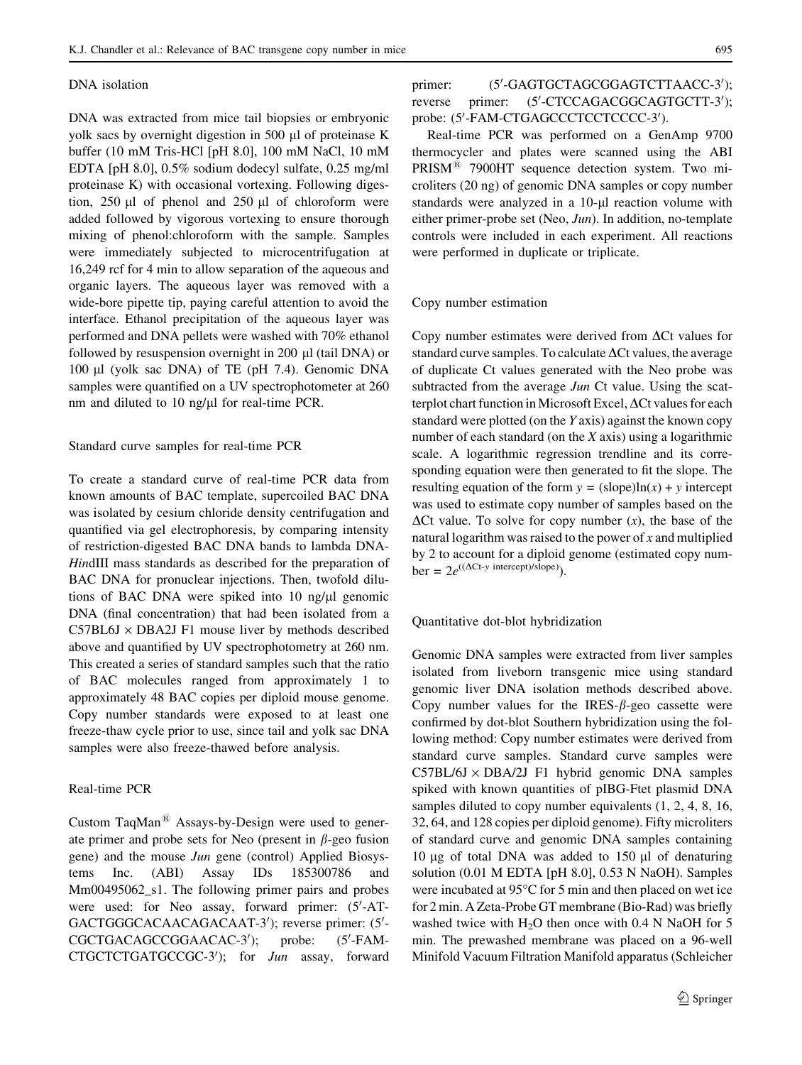### DNA isolation

DNA was extracted from mice tail biopsies or embryonic yolk sacs by overnight digestion in 500 μl of proteinase K buffer (10 mM Tris-HCl [pH 8.0], 100 mM NaCl, 10 mM EDTA [pH 8.0], 0.5% sodium dodecyl sulfate, 0.25 mg/ml proteinase K) with occasional vortexing. Following digestion, 250 μl of phenol and 250 μl of chloroform were added followed by vigorous vortexing to ensure thorough mixing of phenol:chloroform with the sample. Samples were immediately subjected to microcentrifugation at 16,249 rcf for 4 min to allow separation of the aqueous and organic layers. The aqueous layer was removed with a wide-bore pipette tip, paying careful attention to avoid the interface. Ethanol precipitation of the aqueous layer was performed and DNA pellets were washed with 70% ethanol followed by resuspension overnight in 200 μl (tail DNA) or 100 μl (yolk sac DNA) of TE (pH 7.4). Genomic DNA samples were quantified on a UV spectrophotometer at 260 nm and diluted to 10 ng/μl for real-time PCR.

### Standard curve samples for real-time PCR

To create a standard curve of real-time PCR data from known amounts of BAC template, supercoiled BAC DNA was isolated by cesium chloride density centrifugation and quantified via gel electrophoresis, by comparing intensity of restriction-digested BAC DNA bands to lambda DNA-*Hin*dIII mass standards as described for the preparation of BAC DNA for pronuclear injections. Then, twofold dilutions of BAC DNA were spiked into 10 ng/μl genomic DNA (final concentration) that had been isolated from a C57BL6J × DBA2J F1 mouse liver by methods described above and quantified by UV spectrophotometry at 260 nm. This created a series of standard samples such that the ratio of BAC molecules ranged from approximately 1 to approximately 48 BAC copies per diploid mouse genome. Copy number standards were exposed to at least one freeze-thaw cycle prior to use, since tail and yolk sac DNA samples were also freeze-thawed before analysis.

### Real-time PCR

Custom TaqMan® Assays-by-Design were used to generate primer and probe sets for Neo (present in *β*-geo fusion gene) and the mouse *Jun* gene (control) Applied Biosystems Inc. (ABI) Assay IDs 185300786 and Mm00495062_s1. The following primer pairs and probes were used: for Neo assay, forward primer: (5′-ATGACTGGGCACAACAGACAAT-3′); reverse primer: (5′-CGCTGACAGCCGGAACAC-3′); probe: (5′-FAM-CTGCTCTGATGCCGC-3′); for *Jun* assay, forward primer: (5′-GAGTGCTAGCGGAGTCTTAACC-3′); reverse primer: (5′-CTCCAGACGGCAGTGCTT-3′); probe: (5′-FAM-CTGAGCCCTCCTCCCC-3′).

Real-time PCR was performed on a GenAmp 9700 thermocycler and plates were scanned using the ABI PRISM® 7900HT sequence detection system. Two microliters (20 ng) of genomic DNA samples or copy number standards were analyzed in a 10-μl reaction volume with either primer-probe set (Neo, *Jun*). In addition, no-template controls were included in each experiment. All reactions were performed in duplicate or triplicate.

### Copy number estimation

Copy number estimates were derived from ΔCt values for standard curve samples. To calculate ΔCt values, the average of duplicate Ct values generated with the Neo probe was subtracted from the average *Jun* Ct value. Using the scatterplot chart function in Microsoft Excel, ΔCt values for each standard were plotted (on the *Y* axis) against the known copy number of each standard (on the *X* axis) using a logarithmic scale. A logarithmic regression trendline and its corresponding equation were then generated to fit the slope. The resulting equation of the form $y = (\text{slope})\ln(x) + y$ intercept was used to estimate copy number of samples based on the ΔCt value. To solve for copy number ($x$), the base of the natural logarithm was raised to the power of $x$ and multiplied by 2 to account for a diploid genome (estimated copy number $= 2e^{((\Delta\text{Ct-}y\text{ intercept})/\text{slope})}$).

### Quantitative dot-blot hybridization

Genomic DNA samples were extracted from liver samples isolated from liveborn transgenic mice using standard genomic liver DNA isolation methods described above. Copy number values for the IRES-*β*-geo cassette were confirmed by dot-blot Southern hybridization using the following method: Copy number estimates were derived from standard curve samples. Standard curve samples were C57BL/6J × DBA/2J F1 hybrid genomic DNA samples spiked with known quantities of pIBG-Ftet plasmid DNA samples diluted to copy number equivalents (1, 2, 4, 8, 16, 32, 64, and 128 copies per diploid genome). Fifty microliters of standard curve and genomic DNA samples containing 10 μg of total DNA was added to 150 μl of denaturing solution (0.01 M EDTA [pH 8.0], 0.53 N NaOH). Samples were incubated at 95°C for 5 min and then placed on wet ice for 2 min. A Zeta-Probe GT membrane (Bio-Rad) was briefly washed twice with $H_2O$ then once with 0.4 N NaOH for 5 min. The prewashed membrane was placed on a 96-well Minifold Vacuum Filtration Manifold apparatus (Schleicher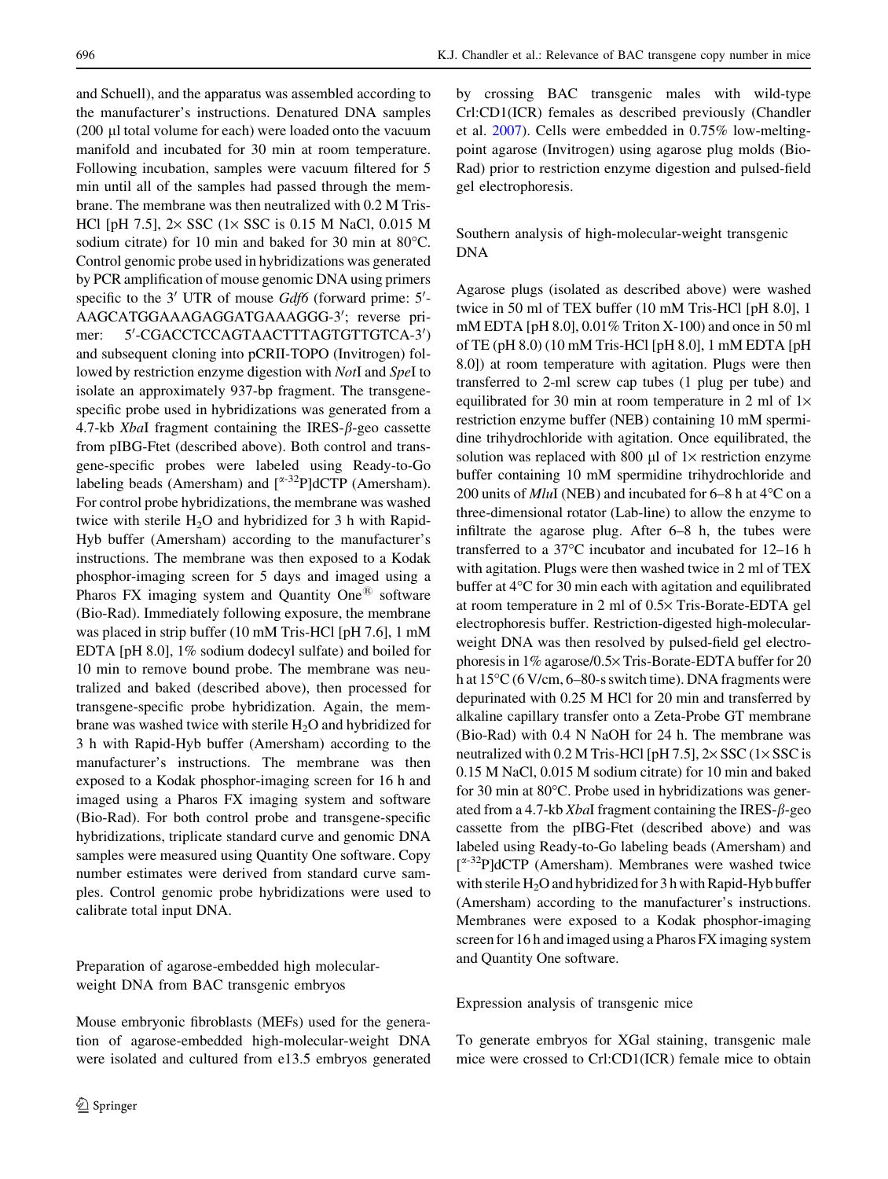and Schuell), and the apparatus was assembled according to the manufacturer's instructions. Denatured DNA samples (200 µl total volume for each) were loaded onto the vacuum manifold and incubated for 30 min at room temperature. Following incubation, samples were vacuum filtered for 5 min until all of the samples had passed through the membrane. The membrane was then neutralized with 0.2 M Tris-HCl [pH 7.5], 2× SSC (1× SSC is 0.15 M NaCl, 0.015 M sodium citrate) for 10 min and baked for 30 min at 80°C. Control genomic probe used in hybridizations was generated by PCR amplification of mouse genomic DNA using primers specific to the 3′ UTR of mouse *Gdf6* (forward prime: 5′-AAGCATGGAAAGAGGATGAAAGGG-3′; reverse primer: 5′-CGACCTCCAGTAACTTTAGTGTTGTCA-3′) and subsequent cloning into pCRII-TOPO (Invitrogen) followed by restriction enzyme digestion with *Not*I and *Spe*I to isolate an approximately 937-bp fragment. The transgene-specific probe used in hybridizations was generated from a 4.7-kb *Xba*I fragment containing the IRES-$\beta$-geo cassette from pIBG-Ftet (described above). Both control and transgene-specific probes were labeled using Ready-to-Go labeling beads (Amersham) and [$^{\alpha\text{-}32}$P]dCTP (Amersham). For control probe hybridizations, the membrane was washed twice with sterile $H_2O$ and hybridized for 3 h with Rapid-Hyb buffer (Amersham) according to the manufacturer's instructions. The membrane was then exposed to a Kodak phosphor-imaging screen for 5 days and imaged using a Pharos FX imaging system and Quantity One® software (Bio-Rad). Immediately following exposure, the membrane was placed in strip buffer (10 mM Tris-HCl [pH 7.6], 1 mM EDTA [pH 8.0], 1% sodium dodecyl sulfate) and boiled for 10 min to remove bound probe. The membrane was neutralized and baked (described above), then processed for transgene-specific probe hybridization. Again, the membrane was washed twice with sterile $H_2O$ and hybridized for 3 h with Rapid-Hyb buffer (Amersham) according to the manufacturer's instructions. The membrane was then exposed to a Kodak phosphor-imaging screen for 16 h and imaged using a Pharos FX imaging system and software (Bio-Rad). For both control probe and transgene-specific hybridizations, triplicate standard curve and genomic DNA samples were measured using Quantity One software. Copy number estimates were derived from standard curve samples. Control genomic probe hybridizations were used to calibrate total input DNA.

### Preparation of agarose-embedded high molecular-weight DNA from BAC transgenic embryos

Mouse embryonic fibroblasts (MEFs) used for the generation of agarose-embedded high-molecular-weight DNA were isolated and cultured from e13.5 embryos generated by crossing BAC transgenic males with wild-type Crl:CD1(ICR) females as described previously (Chandler et al. 2007). Cells were embedded in 0.75% low-melting-point agarose (Invitrogen) using agarose plug molds (Bio-Rad) prior to restriction enzyme digestion and pulsed-field gel electrophoresis.

### Southern analysis of high-molecular-weight transgenic DNA

Agarose plugs (isolated as described above) were washed twice in 50 ml of TEX buffer (10 mM Tris-HCl [pH 8.0], 1 mM EDTA [pH 8.0], 0.01% Triton X-100) and once in 50 ml of TE (pH 8.0) (10 mM Tris-HCl [pH 8.0], 1 mM EDTA [pH 8.0]) at room temperature with agitation. Plugs were then transferred to 2-ml screw cap tubes (1 plug per tube) and equilibrated for 30 min at room temperature in 2 ml of 1× restriction enzyme buffer (NEB) containing 10 mM spermidine trihydrochloride with agitation. Once equilibrated, the solution was replaced with 800 µl of 1× restriction enzyme buffer containing 10 mM spermidine trihydrochloride and 200 units of *Mlu*I (NEB) and incubated for 6–8 h at 4°C on a three-dimensional rotator (Lab-line) to allow the enzyme to infiltrate the agarose plug. After 6–8 h, the tubes were transferred to a 37°C incubator and incubated for 12–16 h with agitation. Plugs were then washed twice in 2 ml of TEX buffer at 4°C for 30 min each with agitation and equilibrated at room temperature in 2 ml of 0.5× Tris-Borate-EDTA gel electrophoresis buffer. Restriction-digested high-molecular-weight DNA was then resolved by pulsed-field gel electrophoresis in 1% agarose/0.5× Tris-Borate-EDTA buffer for 20 h at 15°C (6 V/cm, 6–80-s switch time). DNA fragments were depurinated with 0.25 M HCl for 20 min and transferred by alkaline capillary transfer onto a Zeta-Probe GT membrane (Bio-Rad) with 0.4 N NaOH for 24 h. The membrane was neutralized with 0.2 M Tris-HCl [pH 7.5], 2× SSC (1× SSC is 0.15 M NaCl, 0.015 M sodium citrate) for 10 min and baked for 30 min at 80°C. Probe used in hybridizations was generated from a 4.7-kb *Xba*I fragment containing the IRES-$\beta$-geo cassette from the pIBG-Ftet (described above) and was labeled using Ready-to-Go labeling beads (Amersham) and [$^{\alpha\text{-}32}$P]dCTP (Amersham). Membranes were washed twice with sterile $H_2O$ and hybridized for 3 h with Rapid-Hyb buffer (Amersham) according to the manufacturer's instructions. Membranes were exposed to a Kodak phosphor-imaging screen for 16 h and imaged using a Pharos FX imaging system and Quantity One software.

### Expression analysis of transgenic mice

To generate embryos for XGal staining, transgenic male mice were crossed to Crl:CD1(ICR) female mice to obtain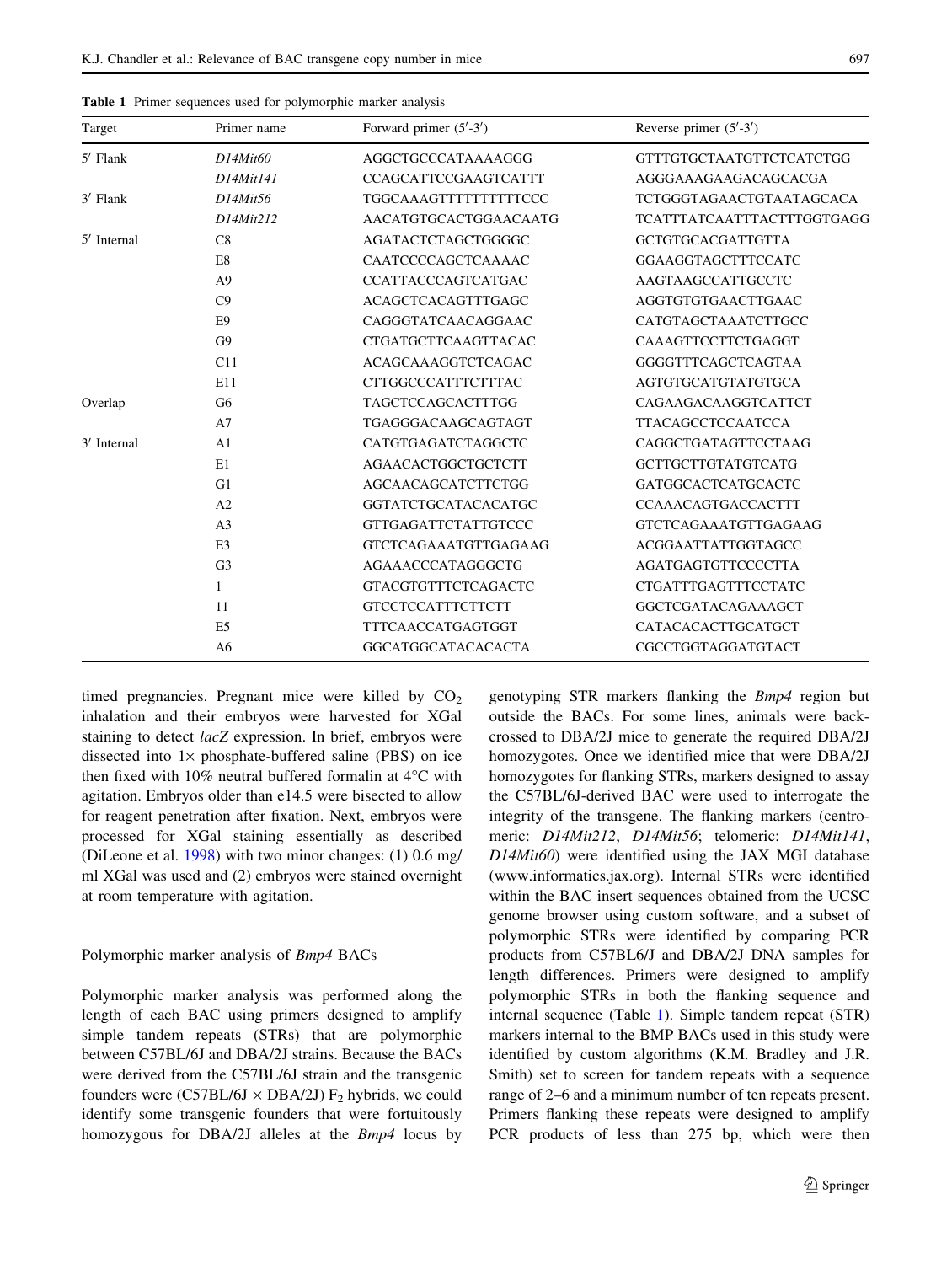**Table 1** Primer sequences used for polymorphic marker analysis

| Target | Primer name | Forward primer (5′-3′) | Reverse primer (5′-3′) |
|---|---|---|---|
| 5′ Flank | *D14Mit60* | AGGCTGCCCATAAAAGGG | GTTTGTGCTAATGTTCTCATCTGG |
| | *D14Mit141* | CCAGCATTCCGAAGTCATTT | AGGGAAAGAAGACAGCACGA |
| 3′ Flank | *D14Mit56* | TGGCAAAGTTTTTTTTTTCCC | TCTGGGTAGAACTGTAATAGCACA |
| | *D14Mit212* | AACATGTGCACTGGAACAATG | TCATTTATCAATTTACTTTGGTGAGG |
| 5′ Internal | C8 | AGATACTCTAGCTGGGGC | GCTGTGCACGATTGTTA |
| | E8 | CAATCCCCAGCTCAAAAC | GGAAGGTAGCTTTCCATC |
| | A9 | CCATTACCCAGTCATGAC | AAGTAAGCCATTGCCTC |
| | C9 | ACAGCTCACAGTTTGAGC | AGGTGTGTGAACTTGAAC |
| | E9 | CAGGGTATCAACAGGAAC | CATGTAGCTAAATCTTGCC |
| | G9 | CTGATGCTTCAAGTTACAC | CAAAGTTCCTTCTGAGGT |
| | C11 | ACAGCAAAGGTCTCAGAC | GGGGTTTCAGCTCAGTAA |
| | E11 | CTTGGCCCATTTCTTTAC | AGTGTGCATGTATGTGCA |
| Overlap | G6 | TAGCTCCAGCACTTTGG | CAGAAGACAAGGTCATTCT |
| | A7 | TGAGGGACAAGCAGTAGT | TTACAGCCTCCAATCCA |
| 3′ Internal | A1 | CATGTGAGATCTAGGCTC | CAGGCTGATAGTTCCTAAG |
| | E1 | AGAACACTGGCTGCTCTT | GCTTGCTTGTATGTCATG |
| | G1 | AGCAACAGCATCTTCTGG | GATGGCACTCATGCACTC |
| | A2 | GGTATCTGCATACACATGC | CCAAACAGTGACCACTTT |
| | A3 | GTTGAGATTCTATTGTCCC | GTCTCAGAAATGTTGAGAAG |
| | E3 | GTCTCAGAAATGTTGAGAAG | ACGGAATTATTGGTAGCC |
| | G3 | AGAAACCCATAGGGCTG | AGATGAGTGTTCCCCTTA |
| | 1 | GTACGTGTTTCTCAGACTC | CTGATTTGAGTTTCCTATC |
| | 11 | GTCCTCCATTTCTTCTT | GGCTCGATACAGAAAGCT |
| | E5 | TTTCAACCATGAGTGGT | CATACACACTTGCATGCT |
| | A6 | GGCATGGCATACACACTA | CGCCTGGTAGGATGTACT |

timed pregnancies. Pregnant mice were killed by $CO_2$ inhalation and their embryos were harvested for XGal staining to detect *lacZ* expression. In brief, embryos were dissected into 1× phosphate-buffered saline (PBS) on ice then fixed with 10% neutral buffered formalin at 4°C with agitation. Embryos older than e14.5 were bisected to allow for reagent penetration after fixation. Next, embryos were processed for XGal staining essentially as described (DiLeone et al. 1998) with two minor changes: (1) 0.6 mg/ml XGal was used and (2) embryos were stained overnight at room temperature with agitation.

### Polymorphic marker analysis of *Bmp4* BACs

Polymorphic marker analysis was performed along the length of each BAC using primers designed to amplify simple tandem repeats (STRs) that are polymorphic between C57BL/6J and DBA/2J strains. Because the BACs were derived from the C57BL/6J strain and the transgenic founders were (C57BL/6J × DBA/2J) $F_2$ hybrids, we could identify some transgenic founders that were fortuitously homozygous for DBA/2J alleles at the *Bmp4* locus by genotyping STR markers flanking the *Bmp4* region but outside the BACs. For some lines, animals were backcrossed to DBA/2J mice to generate the required DBA/2J homozygotes. Once we identified mice that were DBA/2J homozygotes for flanking STRs, markers designed to assay the C57BL/6J-derived BAC were used to interrogate the integrity of the transgene. The flanking markers (centromeric: *D14Mit212*, *D14Mit56*; telomeric: *D14Mit141*, *D14Mit60*) were identified using the JAX MGI database (www.informatics.jax.org). Internal STRs were identified within the BAC insert sequences obtained from the UCSC genome browser using custom software, and a subset of polymorphic STRs were identified by comparing PCR products from C57BL6/J and DBA/2J DNA samples for length differences. Primers were designed to amplify polymorphic STRs in both the flanking sequence and internal sequence (Table 1). Simple tandem repeat (STR) markers internal to the BMP BACs used in this study were identified by custom algorithms (K.M. Bradley and J.R. Smith) set to screen for tandem repeats with a sequence range of 2–6 and a minimum number of ten repeats present. Primers flanking these repeats were designed to amplify PCR products of less than 275 bp, which were then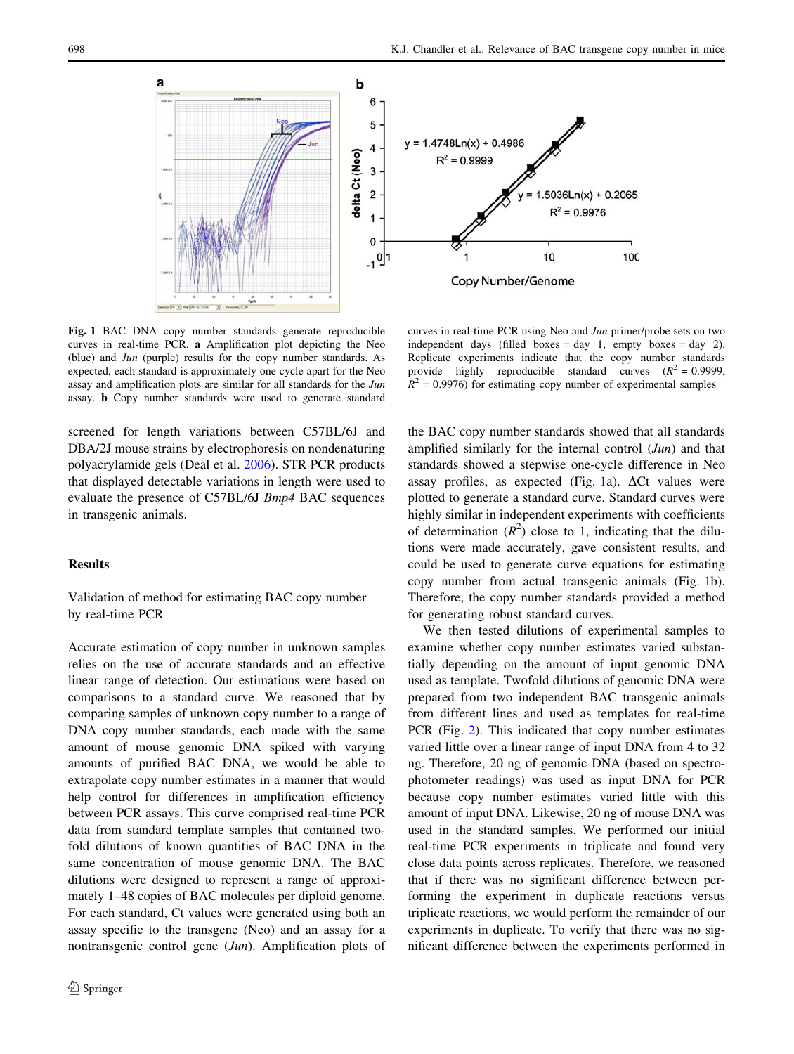**Fig. 1** BAC DNA copy number standards generate reproducible curves in real-time PCR. **a** Amplification plot depicting the Neo (blue) and *Jun* (purple) results for the copy number standards. As expected, each standard is approximately one cycle apart for the Neo assay and amplification plots are similar for all standards for the *Jun* assay. **b** Copy number standards were used to generate standard curves in real-time PCR using Neo and *Jun* primer/probe sets on two independent days (filled boxes = day 1, empty boxes = day 2). Replicate experiments indicate that the copy number standards provide highly reproducible standard curves ($R^2$ = 0.9999, $R^2$ = 0.9976) for estimating copy number of experimental samples

screened for length variations between C57BL/6J and DBA/2J mouse strains by electrophoresis on nondenaturing polyacrylamide gels (Deal et al. 2006). STR PCR products that displayed detectable variations in length were used to evaluate the presence of C57BL/6J *Bmp4* BAC sequences in transgenic animals.

## Results

### Validation of method for estimating BAC copy number by real-time PCR

Accurate estimation of copy number in unknown samples relies on the use of accurate standards and an effective linear range of detection. Our estimations were based on comparisons to a standard curve. We reasoned that by comparing samples of unknown copy number to a range of DNA copy number standards, each made with the same amount of mouse genomic DNA spiked with varying amounts of purified BAC DNA, we would be able to extrapolate copy number estimates in a manner that would help control for differences in amplification efficiency between PCR assays. This curve comprised real-time PCR data from standard template samples that contained two-fold dilutions of known quantities of BAC DNA in the same concentration of mouse genomic DNA. The BAC dilutions were designed to represent a range of approximately 1–48 copies of BAC molecules per diploid genome. For each standard, Ct values were generated using both an assay specific to the transgene (Neo) and an assay for a nontransgenic control gene (*Jun*). Amplification plots of the BAC copy number standards showed that all standards amplified similarly for the internal control (*Jun*) and that standards showed a stepwise one-cycle difference in Neo assay profiles, as expected (Fig. 1a). ΔCt values were plotted to generate a standard curve. Standard curves were highly similar in independent experiments with coefficients of determination ($R^2$) close to 1, indicating that the dilutions were made accurately, gave consistent results, and could be used to generate curve equations for estimating copy number from actual transgenic animals (Fig. 1b). Therefore, the copy number standards provided a method for generating robust standard curves.

We then tested dilutions of experimental samples to examine whether copy number estimates varied substantially depending on the amount of input genomic DNA used as template. Twofold dilutions of genomic DNA were prepared from two independent BAC transgenic animals from different lines and used as templates for real-time PCR (Fig. 2). This indicated that copy number estimates varied little over a linear range of input DNA from 4 to 32 ng. Therefore, 20 ng of genomic DNA (based on spectrophotometer readings) was used as input DNA for PCR because copy number estimates varied little with this amount of input DNA. Likewise, 20 ng of mouse DNA was used in the standard samples. We performed our initial real-time PCR experiments in triplicate and found very close data points across replicates. Therefore, we reasoned that if there was no significant difference between performing the experiment in duplicate reactions versus triplicate reactions, we would perform the remainder of our experiments in duplicate. To verify that there was no significant difference between the experiments performed in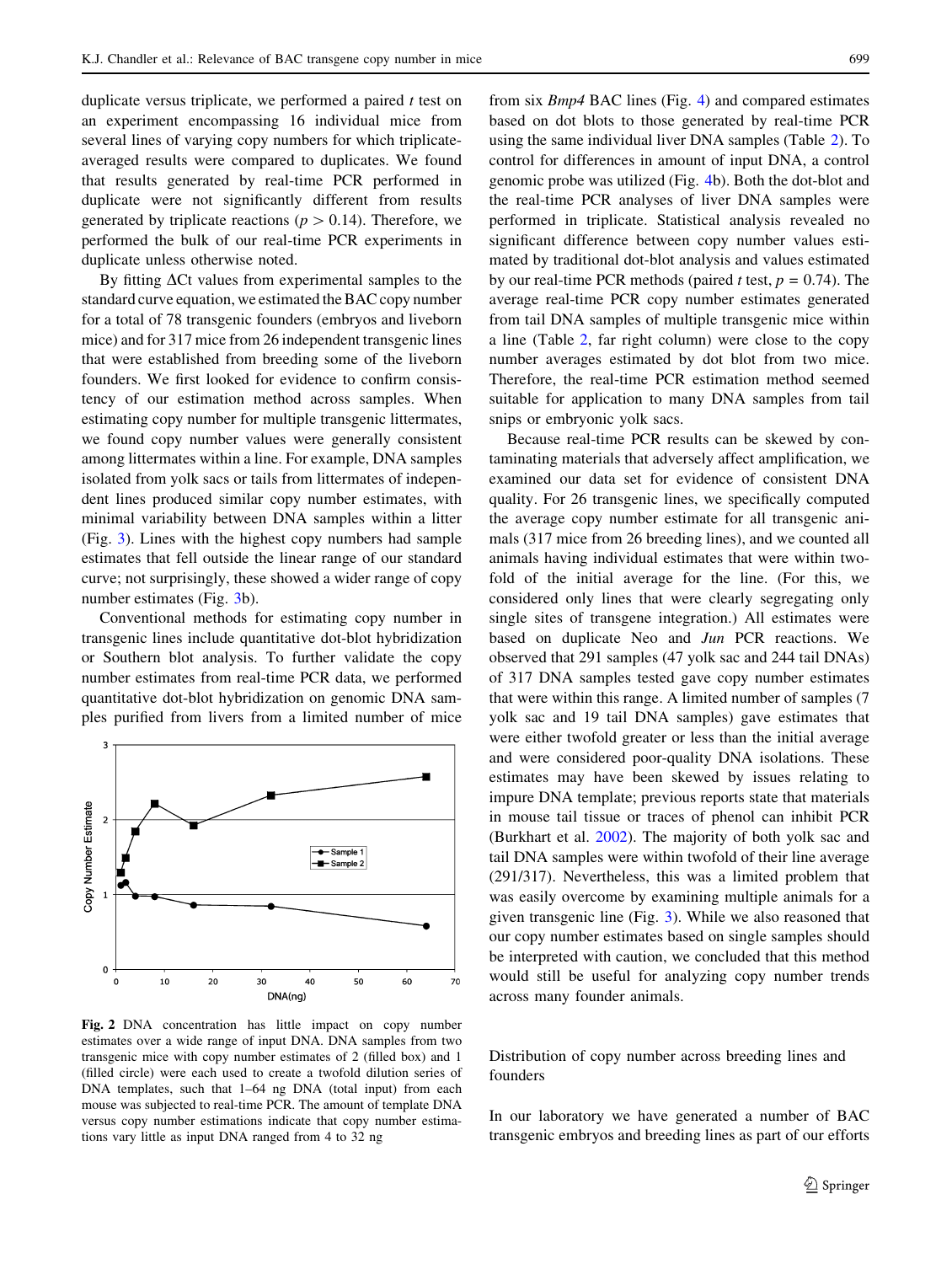duplicate versus triplicate, we performed a paired *t* test on an experiment encompassing 16 individual mice from several lines of varying copy numbers for which triplicate-averaged results were compared to duplicates. We found that results generated by real-time PCR performed in duplicate were not significantly different from results generated by triplicate reactions ($p > 0.14$). Therefore, we performed the bulk of our real-time PCR experiments in duplicate unless otherwise noted.

By fitting $\Delta$Ct values from experimental samples to the standard curve equation, we estimated the BAC copy number for a total of 78 transgenic founders (embryos and liveborn mice) and for 317 mice from 26 independent transgenic lines that were established from breeding some of the liveborn founders. We first looked for evidence to confirm consistency of our estimation method across samples. When estimating copy number for multiple transgenic littermates, we found copy number values were generally consistent among littermates within a line. For example, DNA samples isolated from yolk sacs or tails from littermates of independent lines produced similar copy number estimates, with minimal variability between DNA samples within a litter (Fig. 3). Lines with the highest copy numbers had sample estimates that fell outside the linear range of our standard curve; not surprisingly, these showed a wider range of copy number estimates (Fig. 3b).

Conventional methods for estimating copy number in transgenic lines include quantitative dot-blot hybridization or Southern blot analysis. To further validate the copy number estimates from real-time PCR data, we performed quantitative dot-blot hybridization on genomic DNA samples purified from livers from a limited number of mice from six *Bmp4* BAC lines (Fig. 4) and compared estimates based on dot blots to those generated by real-time PCR using the same individual liver DNA samples (Table 2). To control for differences in amount of input DNA, a control genomic probe was utilized (Fig. 4b). Both the dot-blot and the real-time PCR analyses of liver DNA samples were performed in triplicate. Statistical analysis revealed no significant difference between copy number values estimated by traditional dot-blot analysis and values estimated by our real-time PCR methods (paired *t* test, $p = 0.74$). The average real-time PCR copy number estimates generated from tail DNA samples of multiple transgenic mice within a line (Table 2, far right column) were close to the copy number averages estimated by dot blot from two mice. Therefore, the real-time PCR estimation method seemed suitable for application to many DNA samples from tail snips or embryonic yolk sacs.

Because real-time PCR results can be skewed by contaminating materials that adversely affect amplification, we examined our data set for evidence of consistent DNA quality. For 26 transgenic lines, we specifically computed the average copy number estimate for all transgenic animals (317 mice from 26 breeding lines), and we counted all animals having individual estimates that were within two-fold of the initial average for the line. (For this, we considered only lines that were clearly segregating only single sites of transgene integration.) All estimates were based on duplicate Neo and *Jun* PCR reactions. We observed that 291 samples (47 yolk sac and 244 tail DNAs) of 317 DNA samples tested gave copy number estimates that were within this range. A limited number of samples (7 yolk sac and 19 tail DNA samples) gave estimates that were either twofold greater or less than the initial average and were considered poor-quality DNA isolations. These estimates may have been skewed by issues relating to impure DNA template; previous reports state that materials in mouse tail tissue or traces of phenol can inhibit PCR (Burkhart et al. 2002). The majority of both yolk sac and tail DNA samples were within twofold of their line average (291/317). Nevertheless, this was a limited problem that was easily overcome by examining multiple animals for a given transgenic line (Fig. 3). While we also reasoned that our copy number estimates based on single samples should be interpreted with caution, we concluded that this method would still be useful for analyzing copy number trends across many founder animals.

**Fig. 2** DNA concentration has little impact on copy number estimates over a wide range of input DNA. DNA samples from two transgenic mice with copy number estimates of 2 (filled box) and 1 (filled circle) were each used to create a twofold dilution series of DNA templates, such that 1–64 ng DNA (total input) from each mouse was subjected to real-time PCR. The amount of template DNA versus copy number estimations indicate that copy number estimations vary little as input DNA ranged from 4 to 32 ng

## Distribution of copy number across breeding lines and founders

In our laboratory we have generated a number of BAC transgenic embryos and breeding lines as part of our efforts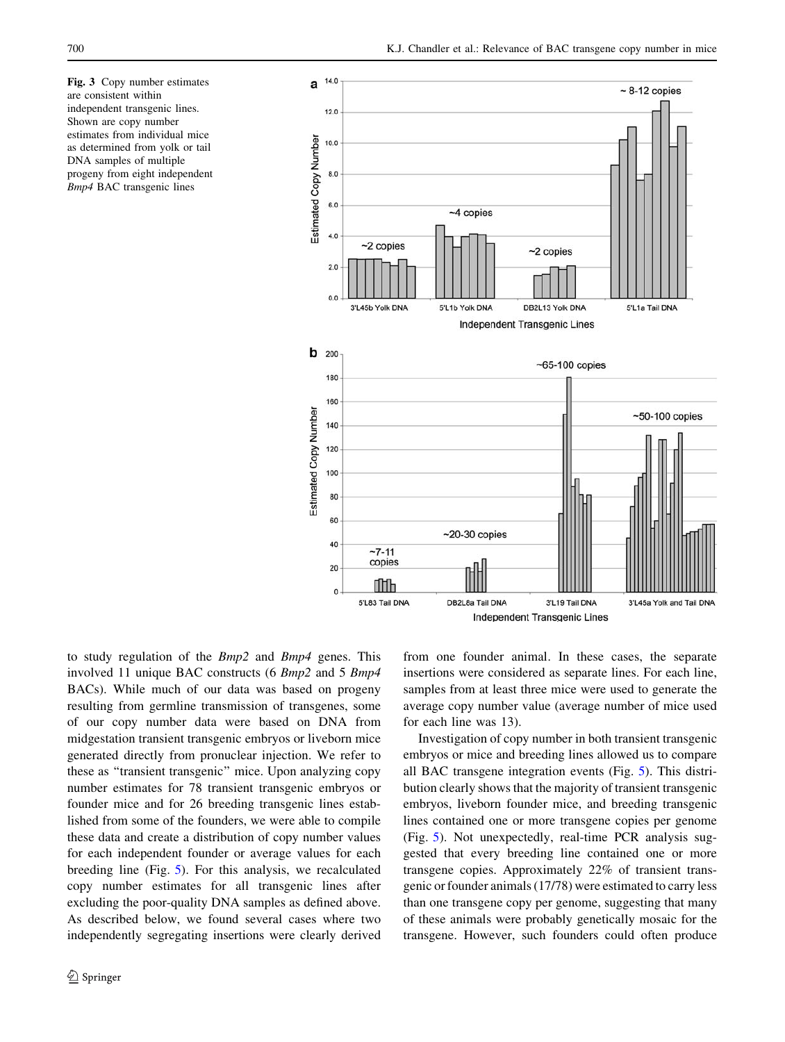**Fig. 3** Copy number estimates are consistent within independent transgenic lines. Shown are copy number estimates from individual mice as determined from yolk or tail DNA samples of multiple progeny from eight independent *Bmp4* BAC transgenic lines

to study regulation of the *Bmp2* and *Bmp4* genes. This involved 11 unique BAC constructs (6 *Bmp2* and 5 *Bmp4* BACs). While much of our data was based on progeny resulting from germline transmission of transgenes, some of our copy number data were based on DNA from midgestation transient transgenic embryos or liveborn mice generated directly from pronuclear injection. We refer to these as "transient transgenic" mice. Upon analyzing copy number estimates for 78 transient transgenic embryos or founder mice and for 26 breeding transgenic lines established from some of the founders, we were able to compile these data and create a distribution of copy number values for each independent founder or average values for each breeding line (Fig. 5). For this analysis, we recalculated copy number estimates for all transgenic lines after excluding the poor-quality DNA samples as defined above. As described below, we found several cases where two independently segregating insertions were clearly derived from one founder animal. In these cases, the separate insertions were considered as separate lines. For each line, samples from at least three mice were used to generate the average copy number value (average number of mice used for each line was 13).

Investigation of copy number in both transient transgenic embryos or mice and breeding lines allowed us to compare all BAC transgene integration events (Fig. 5). This distribution clearly shows that the majority of transient transgenic embryos, liveborn founder mice, and breeding transgenic lines contained one or more transgene copies per genome (Fig. 5). Not unexpectedly, real-time PCR analysis suggested that every breeding line contained one or more transgene copies. Approximately 22% of transient transgenic or founder animals (17/78) were estimated to carry less than one transgene copy per genome, suggesting that many of these animals were probably genetically mosaic for the transgene. However, such founders could often produce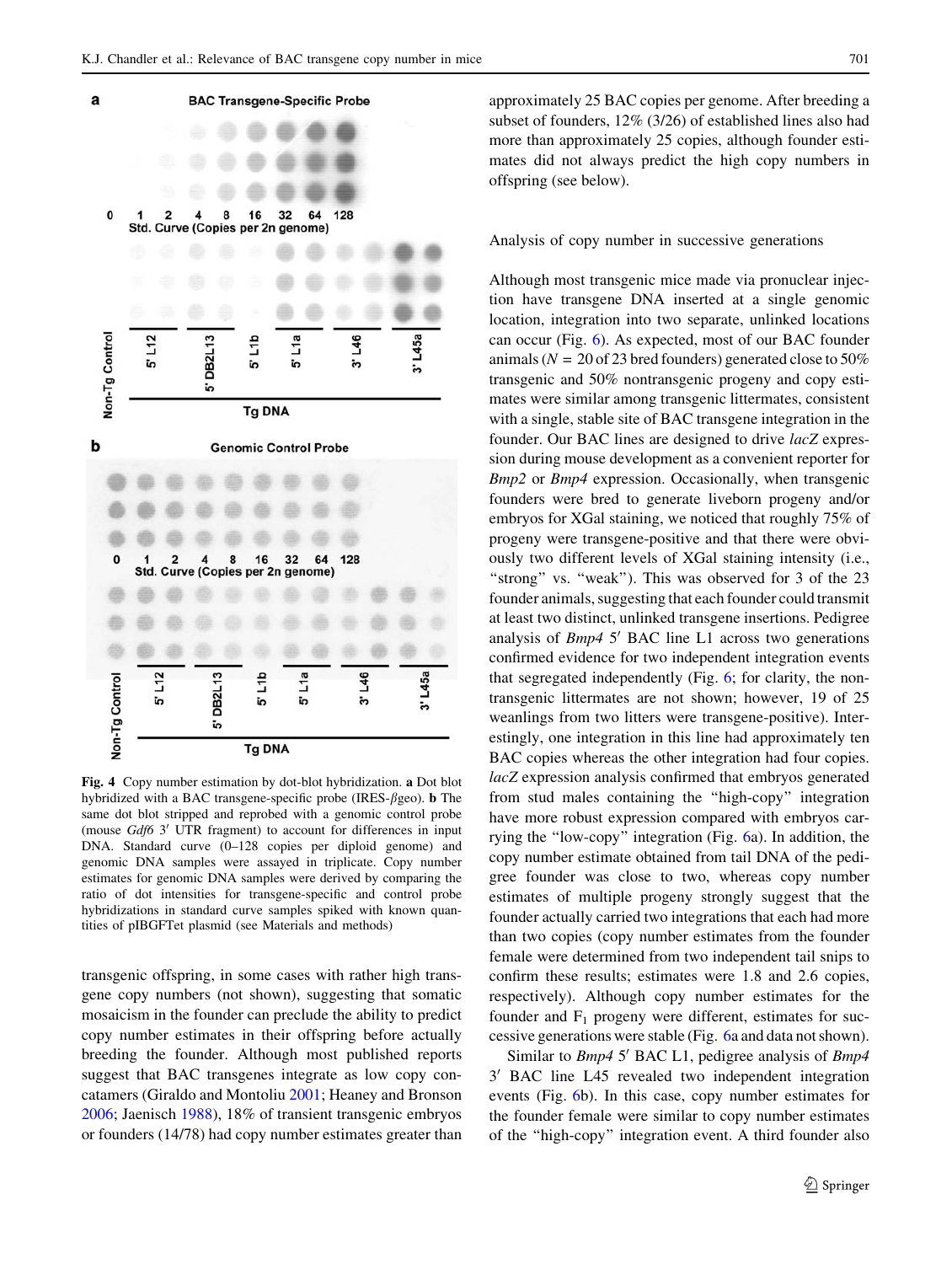Fig. 4 Copy number estimation by dot-blot hybridization. **a** Dot blot hybridized with a BAC transgene-specific probe (IRES-$\beta$geo). **b** The same dot blot stripped and reprobed with a genomic control probe (mouse *Gdf6* 3′ UTR fragment) to account for differences in input DNA. Standard curve (0–128 copies per diploid genome) and genomic DNA samples were assayed in triplicate. Copy number estimates for genomic DNA samples were derived by comparing the ratio of dot intensities for transgene-specific and control probe hybridizations in standard curve samples spiked with known quantities of pIBGFTet plasmid (see Materials and methods)

transgenic offspring, in some cases with rather high transgene copy numbers (not shown), suggesting that somatic mosaicism in the founder can preclude the ability to predict copy number estimates in their offspring before actually breeding the founder. Although most published reports suggest that BAC transgenes integrate as low copy concatamers (Giraldo and Montoliu 2001; Heaney and Bronson 2006; Jaenisch 1988), 18% of transient transgenic embryos or founders (14/78) had copy number estimates greater than approximately 25 BAC copies per genome. After breeding a subset of founders, 12% (3/26) of established lines also had more than approximately 25 copies, although founder estimates did not always predict the high copy numbers in offspring (see below).

## Analysis of copy number in successive generations

Although most transgenic mice made via pronuclear injection have transgene DNA inserted at a single genomic location, integration into two separate, unlinked locations can occur (Fig. 6). As expected, most of our BAC founder animals ($N = 20$ of 23 bred founders) generated close to 50% transgenic and 50% nontransgenic progeny and copy estimates were similar among transgenic littermates, consistent with a single, stable site of BAC transgene integration in the founder. Our BAC lines are designed to drive *lacZ* expression during mouse development as a convenient reporter for *Bmp2* or *Bmp4* expression. Occasionally, when transgenic founders were bred to generate liveborn progeny and/or embryos for XGal staining, we noticed that roughly 75% of progeny were transgene-positive and that there were obviously two different levels of XGal staining intensity (i.e., "strong" vs. "weak"). This was observed for 3 of the 23 founder animals, suggesting that each founder could transmit at least two distinct, unlinked transgene insertions. Pedigree analysis of *Bmp4* 5′ BAC line L1 across two generations confirmed evidence for two independent integration events that segregated independently (Fig. 6; for clarity, the nontransgenic littermates are not shown; however, 19 of 25 weanlings from two litters were transgene-positive). Interestingly, one integration in this line had approximately ten BAC copies whereas the other integration had four copies. *lacZ* expression analysis confirmed that embryos generated from stud males containing the "high-copy" integration have more robust expression compared with embryos carrying the "low-copy" integration (Fig. 6a). In addition, the copy number estimate obtained from tail DNA of the pedigree founder was close to two, whereas copy number estimates of multiple progeny strongly suggest that the founder actually carried two integrations that each had more than two copies (copy number estimates from the founder female were determined from two independent tail snips to confirm these results; estimates were 1.8 and 2.6 copies, respectively). Although copy number estimates for the founder and $F_1$ progeny were different, estimates for successive generations were stable (Fig. 6a and data not shown).

Similar to *Bmp4* 5′ BAC L1, pedigree analysis of *Bmp4* 3′ BAC line L45 revealed two independent integration events (Fig. 6b). In this case, copy number estimates for the founder female were similar to copy number estimates of the "high-copy" integration event. A third founder also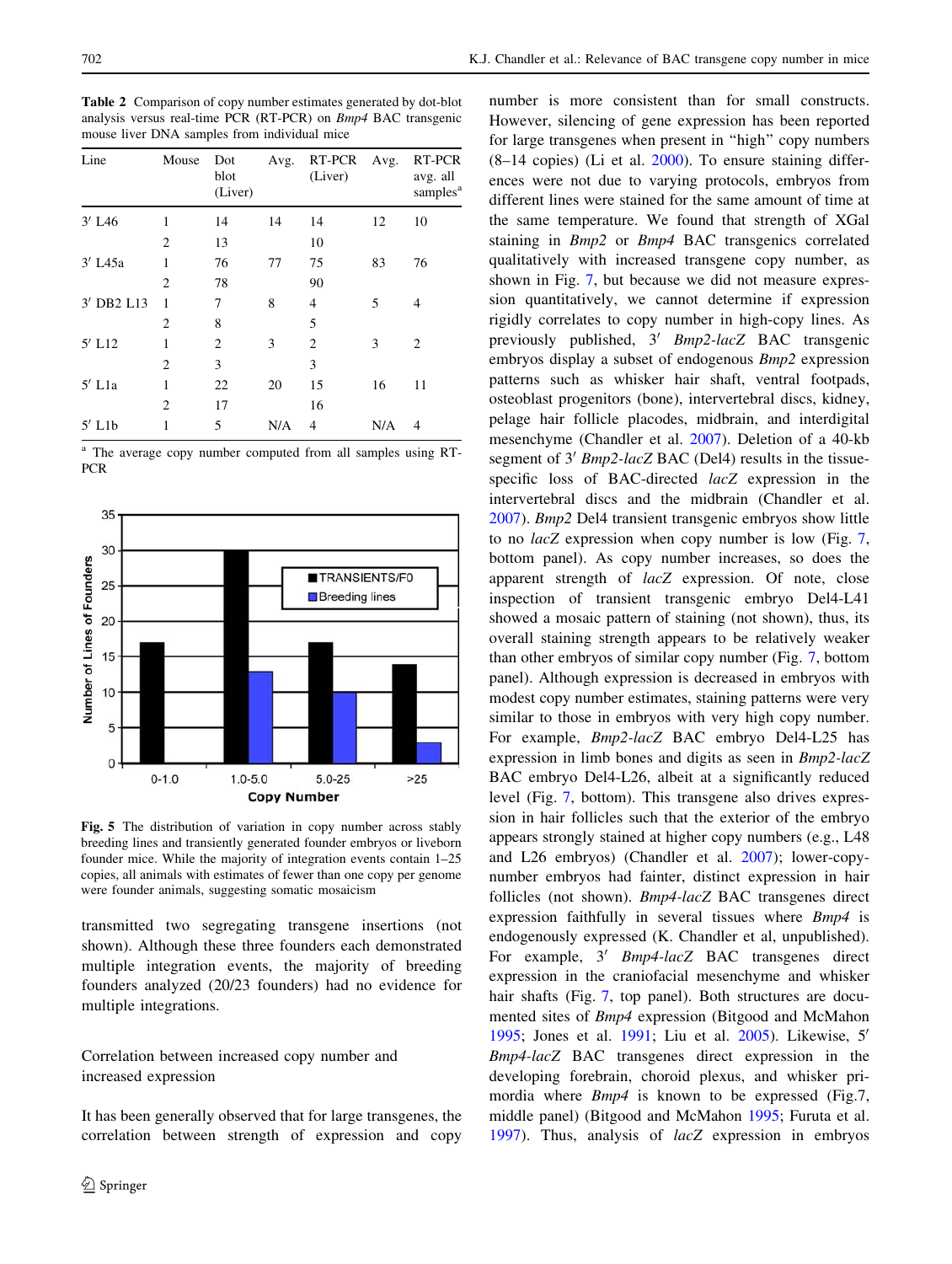**Table 2** Comparison of copy number estimates generated by dot-blot analysis versus real-time PCR (RT-PCR) on *Bmp4* BAC transgenic mouse liver DNA samples from individual mice

| Line | Mouse | Dot blot (Liver) | Avg. | RT-PCR (Liver) | Avg. | RT-PCR avg. all samples[a] |
|---|---|---|---|---|---|---|
| 3′ L46 | 1 | 14 | 14 | 14 | 12 | 10 |
| | 2 | 13 | | 10 | | |
| 3′ L45a | 1 | 76 | 77 | 75 | 83 | 76 |
| | 2 | 78 | | 90 | | |
| 3′ DB2 L13 | 1 | 7 | 8 | 4 | 5 | 4 |
| | 2 | 8 | | 5 | | |
| 5′ L12 | 1 | 2 | 3 | 2 | 3 | 2 |
| | 2 | 3 | | 3 | | |
| 5′ L1a | 1 | 22 | 20 | 15 | 16 | 11 |
| | 2 | 17 | | 16 | | |
| 5′ L1b | 1 | 5 | N/A | 4 | N/A | 4 |

[a] The average copy number computed from all samples using RT-PCR

**Fig. 5** The distribution of variation in copy number across stably breeding lines and transiently generated founder embryos or liveborn founder mice. While the majority of integration events contain 1–25 copies, all animals with estimates of fewer than one copy per genome were founder animals, suggesting somatic mosaicism

transmitted two segregating transgene insertions (not shown). Although these three founders each demonstrated multiple integration events, the majority of breeding founders analyzed (20/23 founders) had no evidence for multiple integrations.

## Correlation between increased copy number and increased expression

It has been generally observed that for large transgenes, the correlation between strength of expression and copy number is more consistent than for small constructs. However, silencing of gene expression has been reported for large transgenes when present in "high" copy numbers (8–14 copies) (Li et al. 2000). To ensure staining differences were not due to varying protocols, embryos from different lines were stained for the same amount of time at the same temperature. We found that strength of XGal staining in *Bmp2* or *Bmp4* BAC transgenics correlated qualitatively with increased transgene copy number, as shown in Fig. 7, but because we did not measure expression quantitatively, we cannot determine if expression rigidly correlates to copy number in high-copy lines. As previously published, 3′ *Bmp2-lacZ* BAC transgenic embryos display a subset of endogenous *Bmp2* expression patterns such as whisker hair shaft, ventral footpads, osteoblast progenitors (bone), intervertebral discs, kidney, pelage hair follicle placodes, midbrain, and interdigital mesenchyme (Chandler et al. 2007). Deletion of a 40-kb segment of 3′ *Bmp2-lacZ* BAC (Del4) results in the tissue-specific loss of BAC-directed *lacZ* expression in the intervertebral discs and the midbrain (Chandler et al. 2007). *Bmp2* Del4 transient transgenic embryos show little to no *lacZ* expression when copy number is low (Fig. 7, bottom panel). As copy number increases, so does the apparent strength of *lacZ* expression. Of note, close inspection of transient transgenic embryo Del4-L41 showed a mosaic pattern of staining (not shown), thus, its overall staining strength appears to be relatively weaker than other embryos of similar copy number (Fig. 7, bottom panel). Although expression is decreased in embryos with modest copy number estimates, staining patterns were very similar to those in embryos with very high copy number. For example, *Bmp2-lacZ* BAC embryo Del4-L25 has expression in limb bones and digits as seen in *Bmp2-lacZ* BAC embryo Del4-L26, albeit at a significantly reduced level (Fig. 7, bottom). This transgene also drives expression in hair follicles such that the exterior of the embryo appears strongly stained at higher copy numbers (e.g., L48 and L26 embryos) (Chandler et al. 2007); lower-copy-number embryos had fainter, distinct expression in hair follicles (not shown). *Bmp4-lacZ* BAC transgenes direct expression faithfully in several tissues where *Bmp4* is endogenously expressed (K. Chandler et al, unpublished). For example, 3′ *Bmp4-lacZ* BAC transgenes direct expression in the craniofacial mesenchyme and whisker hair shafts (Fig. 7, top panel). Both structures are documented sites of *Bmp4* expression (Bitgood and McMahon 1995; Jones et al. 1991; Liu et al. 2005). Likewise, 5′ *Bmp4-lacZ* BAC transgenes direct expression in the developing forebrain, choroid plexus, and whisker primordia where *Bmp4* is known to be expressed (Fig.7, middle panel) (Bitgood and McMahon 1995; Furuta et al. 1997). Thus, analysis of *lacZ* expression in embryos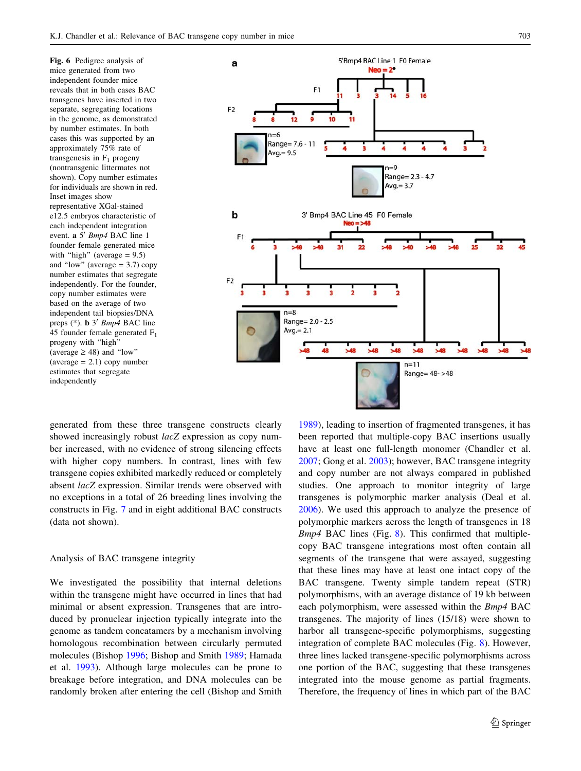**Fig. 6** Pedigree analysis of mice generated from two independent founder mice reveals that in both cases BAC transgenes have inserted in two separate, segregating locations in the genome, as demonstrated by number estimates. In both cases this was supported by an approximately 75% rate of transgenesis in $F_1$ progeny (nontransgenic littermates not shown). Copy number estimates for individuals are shown in red. Inset images show representative XGal-stained e12.5 embryos characteristic of each independent integration event. **a** 5′ *Bmp4* BAC line 1 founder female generated mice with "high" (average = 9.5) and "low" (average = 3.7) copy number estimates that segregate independently. For the founder, copy number estimates were based on the average of two independent tail biopsies/DNA preps (*). **b** 3′ *Bmp4* BAC line 45 founder female generated $F_1$ progeny with "high" (average ≥ 48) and "low" (average = 2.1) copy number estimates that segregate independently

generated from these three transgene constructs clearly showed increasingly robust *lacZ* expression as copy number increased, with no evidence of strong silencing effects with higher copy numbers. In contrast, lines with few transgene copies exhibited markedly reduced or completely absent *lacZ* expression. Similar trends were observed with no exceptions in a total of 26 breeding lines involving the constructs in Fig. 7 and in eight additional BAC constructs (data not shown).

## Analysis of BAC transgene integrity

We investigated the possibility that internal deletions within the transgene might have occurred in lines that had minimal or absent expression. Transgenes that are introduced by pronuclear injection typically integrate into the genome as tandem concatamers by a mechanism involving homologous recombination between circularly permuted molecules (Bishop 1996; Bishop and Smith 1989; Hamada et al. 1993). Although large molecules can be prone to breakage before integration, and DNA molecules can be randomly broken after entering the cell (Bishop and Smith 1989), leading to insertion of fragmented transgenes, it has been reported that multiple-copy BAC insertions usually have at least one full-length monomer (Chandler et al. 2007; Gong et al. 2003); however, BAC transgene integrity and copy number are not always compared in published studies. One approach to monitor integrity of large transgenes is polymorphic marker analysis (Deal et al. 2006). We used this approach to analyze the presence of polymorphic markers across the length of transgenes in 18 *Bmp4* BAC lines (Fig. 8). This confirmed that multiple-copy BAC transgene integrations most often contain all segments of the transgene that were assayed, suggesting that these lines may have at least one intact copy of the BAC transgene. Twenty simple tandem repeat (STR) polymorphisms, with an average distance of 19 kb between each polymorphism, were assessed within the *Bmp4* BAC transgenes. The majority of lines (15/18) were shown to harbor all transgene-specific polymorphisms, suggesting integration of complete BAC molecules (Fig. 8). However, three lines lacked transgene-specific polymorphisms across one portion of the BAC, suggesting that these transgenes integrated into the mouse genome as partial fragments. Therefore, the frequency of lines in which part of the BAC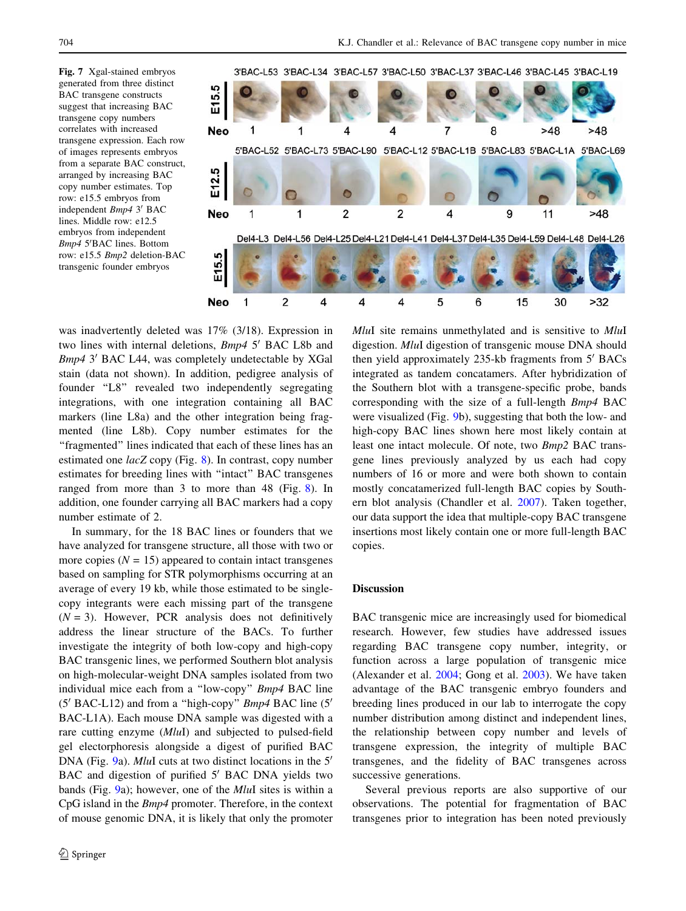**Fig. 7** Xgal-stained embryos generated from three distinct BAC transgene constructs suggest that increasing BAC transgene copy numbers correlates with increased transgene expression. Each row of images represents embryos from a separate BAC construct, arranged by increasing BAC copy number estimates. Top row: e15.5 embryos from independent *Bmp4* 3′ BAC lines. Middle row: e12.5 embryos from independent *Bmp4* 5′BAC lines. Bottom row: e15.5 *Bmp2* deletion-BAC transgenic founder embryos

was inadvertently deleted was 17% (3/18). Expression in two lines with internal deletions, *Bmp4* 5′ BAC L8b and *Bmp4* 3′ BAC L44, was completely undetectable by XGal stain (data not shown). In addition, pedigree analysis of founder "L8" revealed two independently segregating integrations, with one integration containing all BAC markers (line L8a) and the other integration being fragmented (line L8b). Copy number estimates for the "fragmented" lines indicated that each of these lines has an estimated one *lacZ* copy (Fig. 8). In contrast, copy number estimates for breeding lines with "intact" BAC transgenes ranged from more than 3 to more than 48 (Fig. 8). In addition, one founder carrying all BAC markers had a copy number estimate of 2.

In summary, for the 18 BAC lines or founders that we have analyzed for transgene structure, all those with two or more copies ($N = 15$) appeared to contain intact transgenes based on sampling for STR polymorphisms occurring at an average of every 19 kb, while those estimated to be single-copy integrants were each missing part of the transgene ($N = 3$). However, PCR analysis does not definitively address the linear structure of the BACs. To further investigate the integrity of both low-copy and high-copy BAC transgenic lines, we performed Southern blot analysis on high-molecular-weight DNA samples isolated from two individual mice each from a "low-copy" *Bmp4* BAC line (5′ BAC-L12) and from a "high-copy" *Bmp4* BAC line (5′ BAC-L1A). Each mouse DNA sample was digested with a rare cutting enzyme (*Mlu*I) and subjected to pulsed-field gel electrophoresis alongside a digest of purified BAC DNA (Fig. 9a). *Mlu*I cuts at two distinct locations in the 5′ BAC and digestion of purified 5′ BAC DNA yields two bands (Fig. 9a); however, one of the *Mlu*I sites is within a CpG island in the *Bmp4* promoter. Therefore, in the context of mouse genomic DNA, it is likely that only the promoter *Mlu*I site remains unmethylated and is sensitive to *Mlu*I digestion. *Mlu*I digestion of transgenic mouse DNA should then yield approximately 235-kb fragments from 5′ BACs integrated as tandem concatamers. After hybridization of the Southern blot with a transgene-specific probe, bands corresponding with the size of a full-length *Bmp4* BAC were visualized (Fig. 9b), suggesting that both the low- and high-copy BAC lines shown here most likely contain at least one intact molecule. Of note, two *Bmp2* BAC transgene lines previously analyzed by us each had copy numbers of 16 or more and were both shown to contain mostly concatamerized full-length BAC copies by Southern blot analysis (Chandler et al. 2007). Taken together, our data support the idea that multiple-copy BAC transgene insertions most likely contain one or more full-length BAC copies.

## Discussion

BAC transgenic mice are increasingly used for biomedical research. However, few studies have addressed issues regarding BAC transgene copy number, integrity, or function across a large population of transgenic mice (Alexander et al. 2004; Gong et al. 2003). We have taken advantage of the BAC transgenic embryo founders and breeding lines produced in our lab to interrogate the copy number distribution among distinct and independent lines, the relationship between copy number and levels of transgene expression, the integrity of multiple BAC transgenes, and the fidelity of BAC transgenes across successive generations.

Several previous reports are also supportive of our observations. The potential for fragmentation of BAC transgenes prior to integration has been noted previously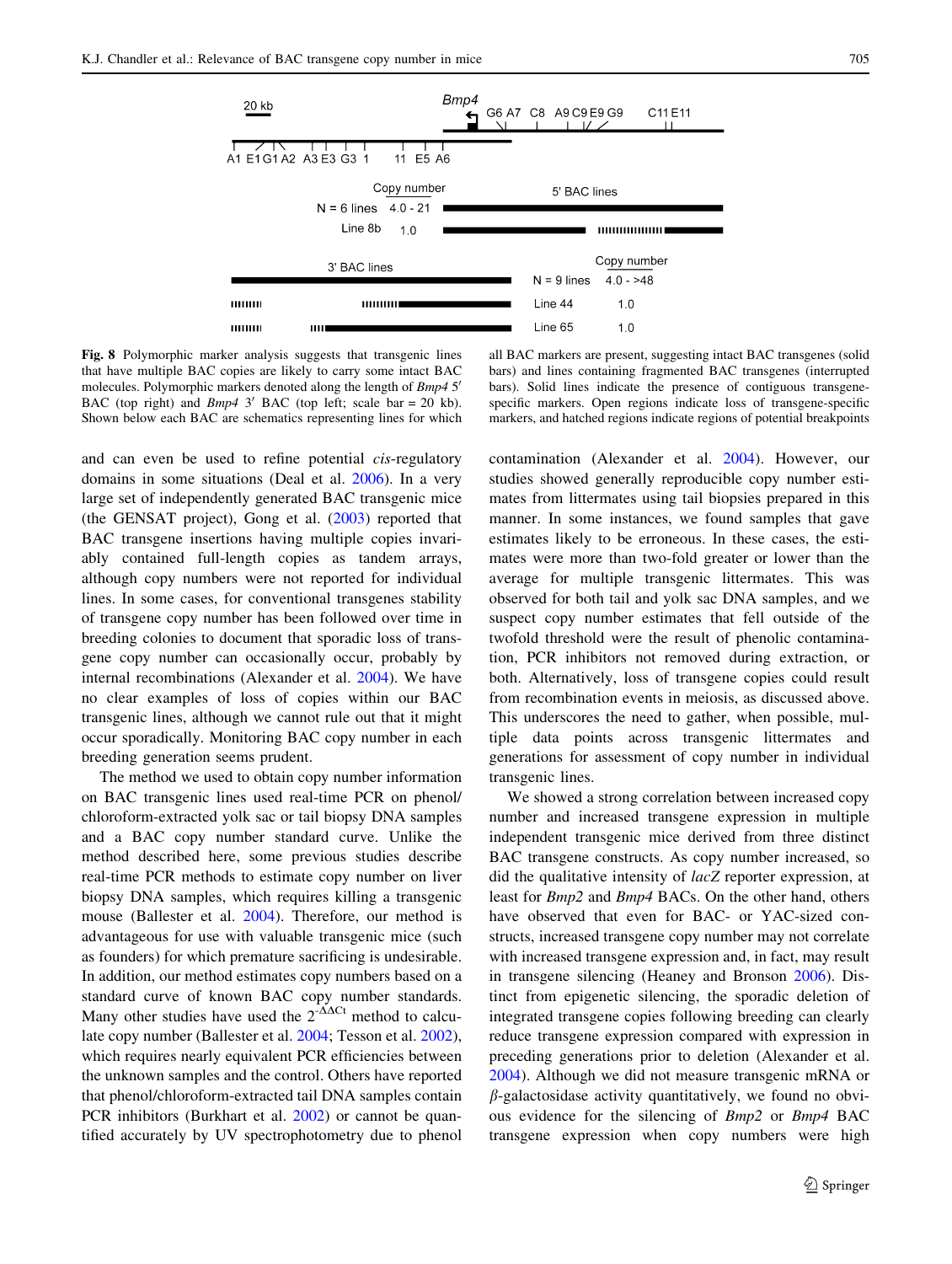**Fig. 8** Polymorphic marker analysis suggests that transgenic lines that have multiple BAC copies are likely to carry some intact BAC molecules. Polymorphic markers denoted along the length of *Bmp4* 5′ BAC (top right) and *Bmp4* 3′ BAC (top left; scale bar = 20 kb). Shown below each BAC are schematics representing lines for which all BAC markers are present, suggesting intact BAC transgenes (solid bars) and lines containing fragmented BAC transgenes (interrupted bars). Solid lines indicate the presence of contiguous transgene-specific markers. Open regions indicate loss of transgene-specific markers, and hatched regions indicate regions of potential breakpoints

and can even be used to refine potential *cis*-regulatory domains in some situations (Deal et al. 2006). In a very large set of independently generated BAC transgenic mice (the GENSAT project), Gong et al. (2003) reported that BAC transgene insertions having multiple copies invariably contained full-length copies as tandem arrays, although copy numbers were not reported for individual lines. In some cases, for conventional transgenes stability of transgene copy number has been followed over time in breeding colonies to document that sporadic loss of transgene copy number can occasionally occur, probably by internal recombinations (Alexander et al. 2004). We have no clear examples of loss of copies within our BAC transgenic lines, although we cannot rule out that it might occur sporadically. Monitoring BAC copy number in each breeding generation seems prudent.

The method we used to obtain copy number information on BAC transgenic lines used real-time PCR on phenol/chloroform-extracted yolk sac or tail biopsy DNA samples and a BAC copy number standard curve. Unlike the method described here, some previous studies describe real-time PCR methods to estimate copy number on liver biopsy DNA samples, which requires killing a transgenic mouse (Ballester et al. 2004). Therefore, our method is advantageous for use with valuable transgenic mice (such as founders) for which premature sacrificing is undesirable. In addition, our method estimates copy numbers based on a standard curve of known BAC copy number standards. Many other studies have used the $2^{-\Delta\Delta Ct}$ method to calculate copy number (Ballester et al. 2004; Tesson et al. 2002), which requires nearly equivalent PCR efficiencies between the unknown samples and the control. Others have reported that phenol/chloroform-extracted tail DNA samples contain PCR inhibitors (Burkhart et al. 2002) or cannot be quantified accurately by UV spectrophotometry due to phenol contamination (Alexander et al. 2004). However, our studies showed generally reproducible copy number estimates from littermates using tail biopsies prepared in this manner. In some instances, we found samples that gave estimates likely to be erroneous. In these cases, the estimates were more than two-fold greater or lower than the average for multiple transgenic littermates. This was observed for both tail and yolk sac DNA samples, and we suspect copy number estimates that fell outside of the twofold threshold were the result of phenolic contamination, PCR inhibitors not removed during extraction, or both. Alternatively, loss of transgene copies could result from recombination events in meiosis, as discussed above. This underscores the need to gather, when possible, multiple data points across transgenic littermates and generations for assessment of copy number in individual transgenic lines.

We showed a strong correlation between increased copy number and increased transgene expression in multiple independent transgenic mice derived from three distinct BAC transgene constructs. As copy number increased, so did the qualitative intensity of *lacZ* reporter expression, at least for *Bmp2* and *Bmp4* BACs. On the other hand, others have observed that even for BAC- or YAC-sized constructs, increased transgene copy number may not correlate with increased transgene expression and, in fact, may result in transgene silencing (Heaney and Bronson 2006). Distinct from epigenetic silencing, the sporadic deletion of integrated transgene copies following breeding can clearly reduce transgene expression compared with expression in preceding generations prior to deletion (Alexander et al. 2004). Although we did not measure transgenic mRNA or *β*-galactosidase activity quantitatively, we found no obvious evidence for the silencing of *Bmp2* or *Bmp4* BAC transgene expression when copy numbers were high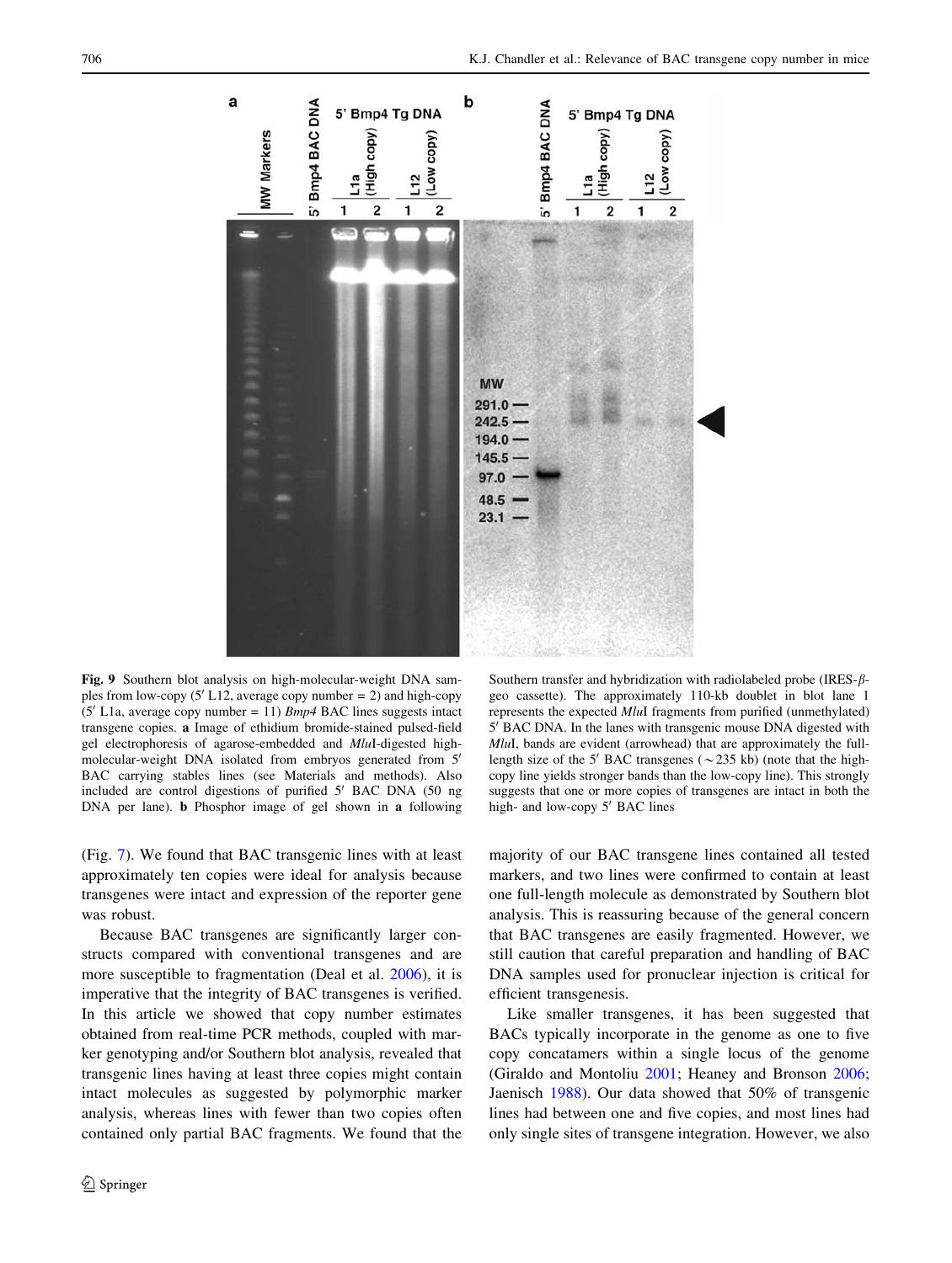**Fig. 9** Southern blot analysis on high-molecular-weight DNA samples from low-copy (5′ L12, average copy number = 2) and high-copy (5′ L1a, average copy number = 11) *Bmp4* BAC lines suggests intact transgene copies. **a** Image of ethidium bromide-stained pulsed-field gel electrophoresis of agarose-embedded and *Mlu*I-digested high-molecular-weight DNA isolated from embryos generated from 5′ BAC carrying stables lines (see Materials and methods). Also included are control digestions of purified 5′ BAC DNA (50 ng DNA per lane). **b** Phosphor image of gel shown in **a** following Southern transfer and hybridization with radiolabeled probe (IRES-$\beta$-geo cassette). The approximately 110-kb doublet in blot lane 1 represents the expected *Mlu*I fragments from purified (unmethylated) 5′ BAC DNA. In the lanes with transgenic mouse DNA digested with *Mlu*I, bands are evident (arrowhead) that are approximately the full-length size of the 5′ BAC transgenes (~235 kb) (note that the high-copy line yields stronger bands than the low-copy line). This strongly suggests that one or more copies of transgenes are intact in both the high- and low-copy 5′ BAC lines

(Fig. 7). We found that BAC transgenic lines with at least approximately ten copies were ideal for analysis because transgenes were intact and expression of the reporter gene was robust.

Because BAC transgenes are significantly larger constructs compared with conventional transgenes and are more susceptible to fragmentation (Deal et al. 2006), it is imperative that the integrity of BAC transgenes is verified. In this article we showed that copy number estimates obtained from real-time PCR methods, coupled with marker genotyping and/or Southern blot analysis, revealed that transgenic lines having at least three copies might contain intact molecules as suggested by polymorphic marker analysis, whereas lines with fewer than two copies often contained only partial BAC fragments. We found that the majority of our BAC transgene lines contained all tested markers, and two lines were confirmed to contain at least one full-length molecule as demonstrated by Southern blot analysis. This is reassuring because of the general concern that BAC transgenes are easily fragmented. However, we still caution that careful preparation and handling of BAC DNA samples used for pronuclear injection is critical for efficient transgenesis.

Like smaller transgenes, it has been suggested that BACs typically incorporate in the genome as one to five copy concatamers within a single locus of the genome (Giraldo and Montoliu 2001; Heaney and Bronson 2006; Jaenisch 1988). Our data showed that 50% of transgenic lines had between one and five copies, and most lines had only single sites of transgene integration. However, we also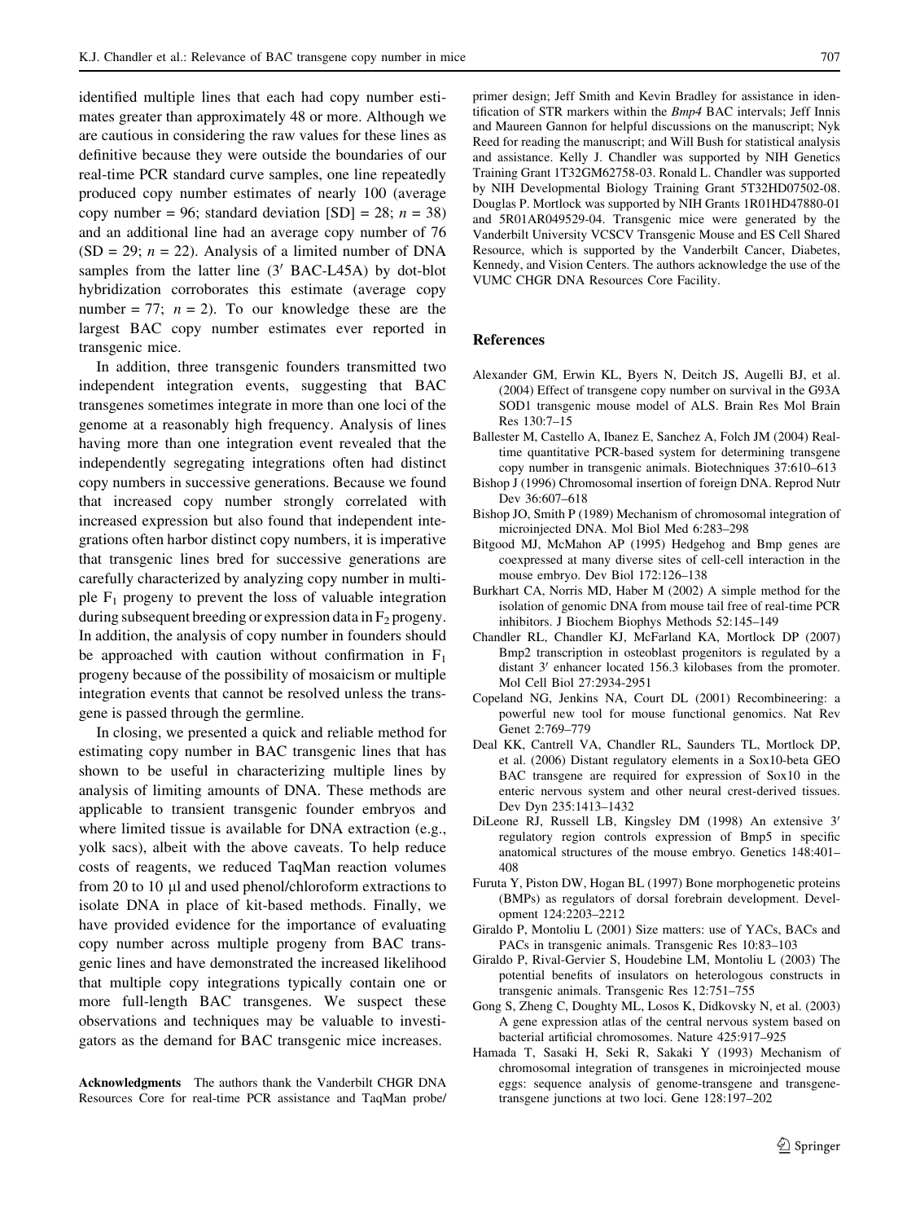identified multiple lines that each had copy number estimates greater than approximately 48 or more. Although we are cautious in considering the raw values for these lines as definitive because they were outside the boundaries of our real-time PCR standard curve samples, one line repeatedly produced copy number estimates of nearly 100 (average copy number = 96; standard deviation [SD] = 28; $n = 38$) and an additional line had an average copy number of 76 (SD = 29; $n = 22$). Analysis of a limited number of DNA samples from the latter line (3′ BAC-L45A) by dot-blot hybridization corroborates this estimate (average copy number = 77; $n = 2$). To our knowledge these are the largest BAC copy number estimates ever reported in transgenic mice.

In addition, three transgenic founders transmitted two independent integration events, suggesting that BAC transgenes sometimes integrate in more than one loci of the genome at a reasonably high frequency. Analysis of lines having more than one integration event revealed that the independently segregating integrations often had distinct copy numbers in successive generations. Because we found that increased copy number strongly correlated with increased expression but also found that independent integrations often harbor distinct copy numbers, it is imperative that transgenic lines bred for successive generations are carefully characterized by analyzing copy number in multiple $F_1$ progeny to prevent the loss of valuable integration during subsequent breeding or expression data in $F_2$ progeny. In addition, the analysis of copy number in founders should be approached with caution without confirmation in $F_1$ progeny because of the possibility of mosaicism or multiple integration events that cannot be resolved unless the transgene is passed through the germline.

In closing, we presented a quick and reliable method for estimating copy number in BAC transgenic lines that has shown to be useful in characterizing multiple lines by analysis of limiting amounts of DNA. These methods are applicable to transient transgenic founder embryos and where limited tissue is available for DNA extraction (e.g., yolk sacs), albeit with the above caveats. To help reduce costs of reagents, we reduced TaqMan reaction volumes from 20 to 10 μl and used phenol/chloroform extractions to isolate DNA in place of kit-based methods. Finally, we have provided evidence for the importance of evaluating copy number across multiple progeny from BAC transgenic lines and have demonstrated the increased likelihood that multiple copy integrations typically contain one or more full-length BAC transgenes. We suspect these observations and techniques may be valuable to investigators as the demand for BAC transgenic mice increases.

**Acknowledgments** The authors thank the Vanderbilt CHGR DNA Resources Core for real-time PCR assistance and TaqMan probe/primer design; Jeff Smith and Kevin Bradley for assistance in identification of STR markers within the *Bmp4* BAC intervals; Jeff Innis and Maureen Gannon for helpful discussions on the manuscript; Nyk Reed for reading the manuscript; and Will Bush for statistical analysis and assistance. Kelly J. Chandler was supported by NIH Genetics Training Grant 1T32GM62758-03. Ronald L. Chandler was supported by NIH Developmental Biology Training Grant 5T32HD07502-08. Douglas P. Mortlock was supported by NIH Grants 1R01HD47880-01 and 5R01AR049529-04. Transgenic mice were generated by the Vanderbilt University VCSCV Transgenic Mouse and ES Cell Shared Resource, which is supported by the Vanderbilt Cancer, Diabetes, Kennedy, and Vision Centers. The authors acknowledge the use of the VUMC CHGR DNA Resources Core Facility.

## References

Alexander GM, Erwin KL, Byers N, Deitch JS, Augelli BJ, et al. (2004) Effect of transgene copy number on survival in the G93A SOD1 transgenic mouse model of ALS. Brain Res Mol Brain Res 130:7–15

Ballester M, Castello A, Ibanez E, Sanchez A, Folch JM (2004) Real-time quantitative PCR-based system for determining transgene copy number in transgenic animals. Biotechniques 37:610–613

Bishop J (1996) Chromosomal insertion of foreign DNA. Reprod Nutr Dev 36:607–618

Bishop JO, Smith P (1989) Mechanism of chromosomal integration of microinjected DNA. Mol Biol Med 6:283–298

Bitgood MJ, McMahon AP (1995) Hedgehog and Bmp genes are coexpressed at many diverse sites of cell-cell interaction in the mouse embryo. Dev Biol 172:126–138

Burkhart CA, Norris MD, Haber M (2002) A simple method for the isolation of genomic DNA from mouse tail free of real-time PCR inhibitors. J Biochem Biophys Methods 52:145–149

Chandler RL, Chandler KJ, McFarland KA, Mortlock DP (2007) Bmp2 transcription in osteoblast progenitors is regulated by a distant 3′ enhancer located 156.3 kilobases from the promoter. Mol Cell Biol 27:2934-2951

Copeland NG, Jenkins NA, Court DL (2001) Recombineering: a powerful new tool for mouse functional genomics. Nat Rev Genet 2:769–779

Deal KK, Cantrell VA, Chandler RL, Saunders TL, Mortlock DP, et al. (2006) Distant regulatory elements in a Sox10-beta GEO BAC transgene are required for expression of Sox10 in the enteric nervous system and other neural crest-derived tissues. Dev Dyn 235:1413–1432

DiLeone RJ, Russell LB, Kingsley DM (1998) An extensive 3′ regulatory region controls expression of Bmp5 in specific anatomical structures of the mouse embryo. Genetics 148:401–408

Furuta Y, Piston DW, Hogan BL (1997) Bone morphogenetic proteins (BMPs) as regulators of dorsal forebrain development. Development 124:2203–2212

Giraldo P, Montoliu L (2001) Size matters: use of YACs, BACs and PACs in transgenic animals. Transgenic Res 10:83–103

Giraldo P, Rival-Gervier S, Houdebine LM, Montoliu L (2003) The potential benefits of insulators on heterologous constructs in transgenic animals. Transgenic Res 12:751–755

Gong S, Zheng C, Doughty ML, Losos K, Didkovsky N, et al. (2003) A gene expression atlas of the central nervous system based on bacterial artificial chromosomes. Nature 425:917–925

Hamada T, Sasaki H, Seki R, Sakaki Y (1993) Mechanism of chromosomal integration of transgenes in microinjected mouse eggs: sequence analysis of genome-transgene and transgene-transgene junctions at two loci. Gene 128:197–202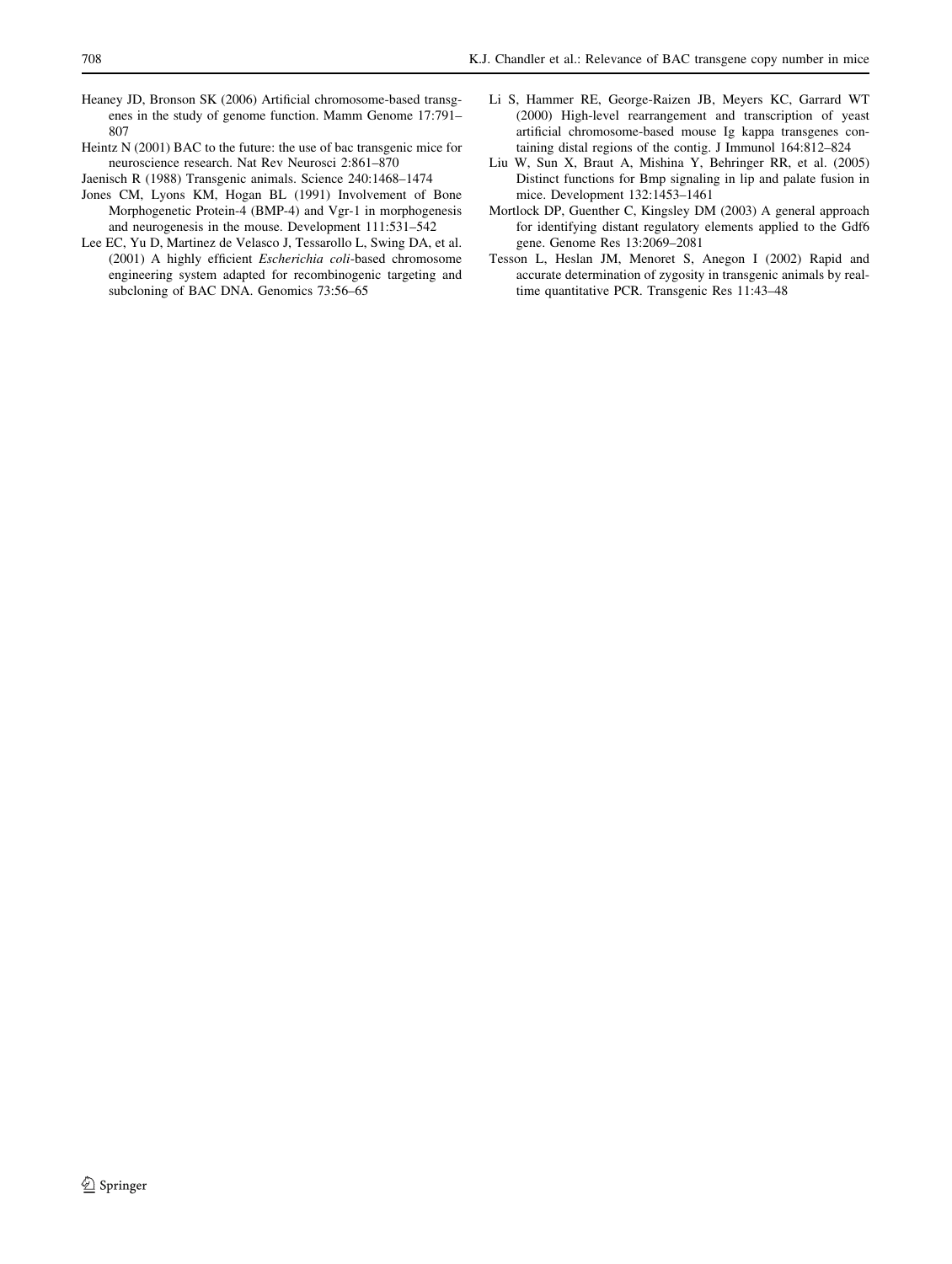Heaney JD, Bronson SK (2006) Artificial chromosome-based transgenes in the study of genome function. Mamm Genome 17:791–807

Heintz N (2001) BAC to the future: the use of bac transgenic mice for neuroscience research. Nat Rev Neurosci 2:861–870

Jaenisch R (1988) Transgenic animals. Science 240:1468–1474

Jones CM, Lyons KM, Hogan BL (1991) Involvement of Bone Morphogenetic Protein-4 (BMP-4) and Vgr-1 in morphogenesis and neurogenesis in the mouse. Development 111:531–542

Lee EC, Yu D, Martinez de Velasco J, Tessarollo L, Swing DA, et al. (2001) A highly efficient *Escherichia coli*-based chromosome engineering system adapted for recombinogenic targeting and subcloning of BAC DNA. Genomics 73:56–65

Li S, Hammer RE, George-Raizen JB, Meyers KC, Garrard WT (2000) High-level rearrangement and transcription of yeast artificial chromosome-based mouse Ig kappa transgenes containing distal regions of the contig. J Immunol 164:812–824

Liu W, Sun X, Braut A, Mishina Y, Behringer RR, et al. (2005) Distinct functions for Bmp signaling in lip and palate fusion in mice. Development 132:1453–1461

Mortlock DP, Guenther C, Kingsley DM (2003) A general approach for identifying distant regulatory elements applied to the Gdf6 gene. Genome Res 13:2069–2081

Tesson L, Heslan JM, Menoret S, Anegon I (2002) Rapid and accurate determination of zygosity in transgenic animals by real-time quantitative PCR. Transgenic Res 11:43–48